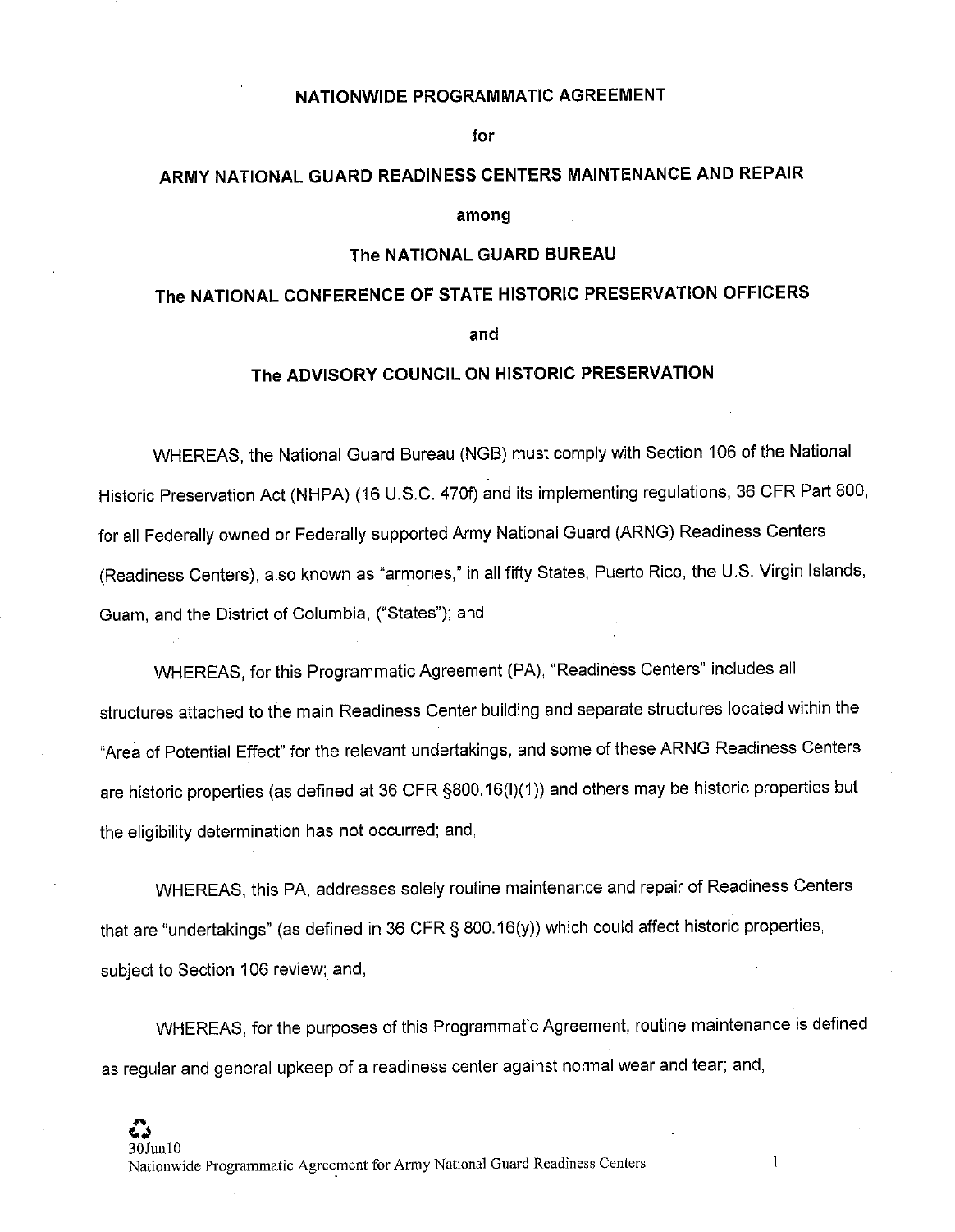# NATIONWIDE PROGRAMMATIC AGREEMENT

**for**

# ARMY NATIONAL GUARD READINESS CENTERS MAINTENANCE AND REPAIR

**among**

**The NATIONAL GUARD BUREAU**

**The NATIONAL CONFERENCE OF STATE HISTORIC PRESERVATION OFFICERS**

**and**

**The ADVISORY COUNCIL ON HISTORIC PRESERVATION**

WHEREAS, the National Guard Bureau (NGB) must comply with Section 106 of the National Historic Preservation Act (NHPA) (16 U.S.C. 470f) and its implementing regulations, 36 CFR Part 800, for all Federally owned or Federally supported Army National Guard (ARNG) Readiness Centers (Readiness Centers), also known as "armories," in all fifty States, Puerto Rico, the U.S. Virgin Islands, Guam, and the District of Columbia, ("States"); and

WHEREAS, for this Programmatic Agreement (PA), "Readiness Centers" includes all structures attached to the main Readiness Center building and separate structures located within the "Area of Potential Effect" for the relevant undertakings, and some of these ARNG Readiness Centers are historic properties (as defined at 36 CFR §800.16(l)(1)) and others may be historic properties but the eligibility determination has not occurred; and,

WHEREAS, this PA, addresses solely routine maintenance and repair of Readiness Centers that are "undertakings" (as defined in 36 CFR § 800.16(y)) which could affect historic properties, subject to Section 106 review; and,

WHEREAS, for the purposes of this Programmatic Agreement, routine maintenance is defined as regular and general upkeep of a readiness center against normal wear and tear; and,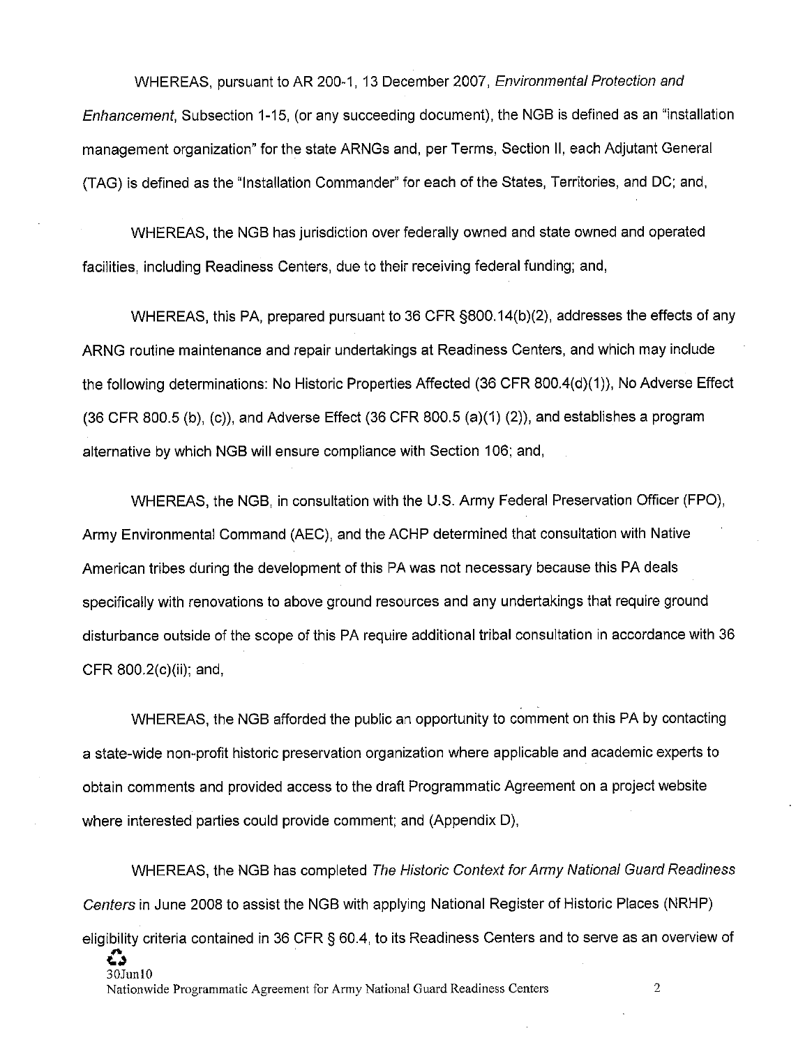WHEREAS, pursuant to AR 200-1, 13 December 2007, *Environmental Protection and Enhancement*, Subsection 1-15, (or any succeeding document), the NGB is defined as an "installation management organization" for the state ARNGs and, per Terms, Section II, each Adjutant General (TAG) is defined as the "Installation Commander" for each of the States, Territories, and DC; and,

WHEREAS, the NGB has jurisdiction over federally owned and state owned and operated facilities, including Readiness Centers, due to their receiving federal funding; and,

WHEREAS, this PA, prepared pursuant to 36 CFR §800.14(b)(2), addresses the effects of any ARNG routine maintenance and repair undertakings at Readiness Centers, and which may include the following determinations: No Historic Properties Affected (36 CFR 800.4(d)(1)), No Adverse Effect (36 CFR 800.5 (b), (c)), and Adverse Effect (36 CFR 800.5 (a)(1) (2)), and establishes a program alternative by which NGB will ensure compliance with Section 106; and,

WHEREAS, the NGB, in consultation with the U.S. Army Federal Preservation Officer (FPO), Army Environmental Command (AEC), and the ACHP determined that consultation with Native American tribes during the development of this PA was not necessary because this PA deals specifically with renovations to above ground resources and any undertakings that require ground disturbance outside of the scope of this PA require additional tribal consultation in accordance with 36 CFR 800.2(c)(ii); and,

WHEREAS, the NGB afforded the public an opportunity to comment on this PA by contacting a state-wide non-profit historic preservation organization where applicable and academic experts to obtain comments and provided access to the draft Programmatic Agreement on a project website where interested parties could provide comment; and (Appendix D),

WHEREAS, the NGB has completed *The Historic Context for Army National Guard Readiness Centers* in June 2008 to assist the NGB with applying National Register of Historic Places (NRHP) eligibility criteria contained in 36 CFR § 60.4, to its Readiness Centers and to serve as an overview of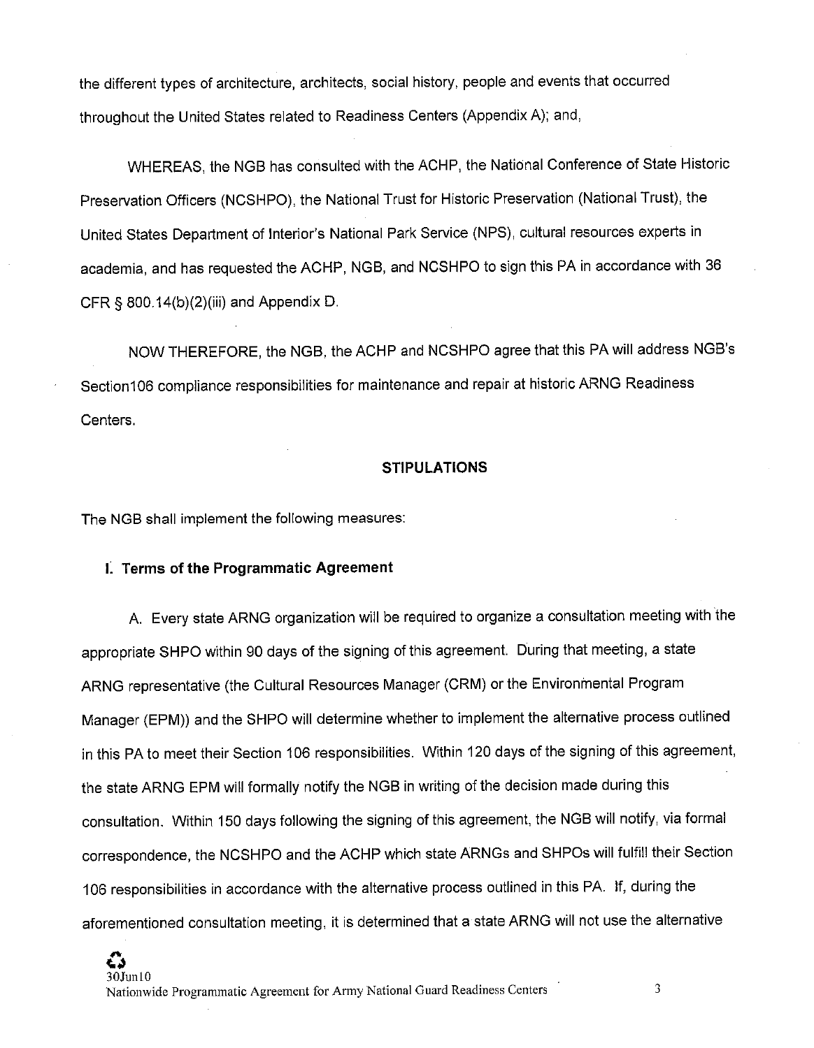the different types of architecture, architects, social history, people and events that occurred throughout the United States related to Readiness Centers (Appendix A); and,

WHEREAS, the NGB has consulted with the ACHP, the National Conference of State Historic Preservation Officers (NCSHPO), the National Trust for Historic Preservation (National Trust), the United States Department of Interior's National Park Service (NPS), cultural resources experts in academia, and has requested the ACHP, NGB, and NCSHPO to sign this PA in accordance with 36 CFR § 800.14(b)(2)(iii) and Appendix D.

NOW THEREFORE, the NGB, the ACHP and NCSHPO agree that this PA will address NGB's Section106 compliance responsibilities for maintenance and repair at historic ARNG Readiness Centers.

## STIPULATIONS

The NGB shall implement the following measures:

### I. Terms of the Programmatic Agreement

A. Every state ARNG organization will be required to organize a consultation meeting with the appropriate SHPO within 90 days of the signing of this agreement. During that meeting, a state ARNG representative (the Cultural Resources Manager (CRM) or the Environmental Program Manager (EPM)) and the SHPO will determine whether to implement the alternative process outlined in this PA to meet their Section 106 responsibilities. Within 120 days of the signing of this agreement, the state ARNG EPM will formally notify the NGB in writing of the decision made during this consultation. Within 150 days following the signing of this agreement, the NGB will notify, via formal correspondence, the NCSHPO and the ACHP which state ARNGs and SHPOs will fulfill their Section 106 responsibilities in accordance with the alternative process outlined in this PA. If, during the aforementioned consultation meeting, it is determined that a state ARNG will not use the alternative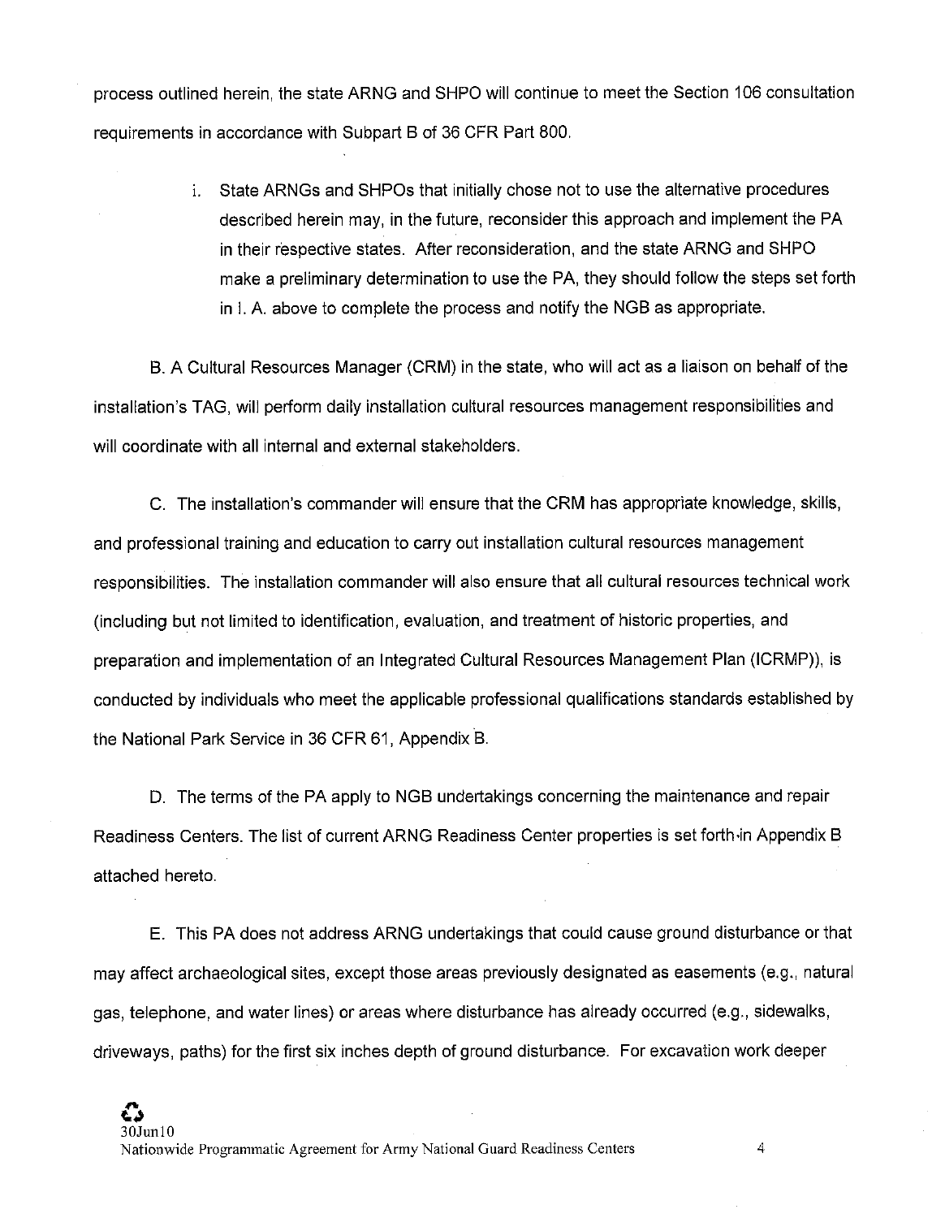process outlined herein, the state ARNG and SHPO will continue to meet the Section 106 consultation requirements in accordance with Subpart B of 36 CFR Part 800.

i. State ARNGs and SHPOs that initially chose not to use the alternative procedures described herein may, in the future, reconsider this approach and implement the PA in their respective states. After reconsideration, and the state ARNG and SHPO make a preliminary determination to use the PA, they should follow the steps set forth in I. A. above to complete the process and notify the NGB as appropriate.

B. A Cultural Resources Manager (CRM) in the state, who will act as a liaison on behalf of the installation's TAG, will perform daily installation cultural resources management responsibilities and will coordinate with all internal and external stakeholders.

C. The installation's commander will ensure that the CRM has appropriate knowledge, skills, and professional training and education to carry out installation cultural resources management responsibilities. The installation commander will also ensure that all cultural resources technical work (including but not limited to identification, evaluation, and treatment of historic properties, and preparation and implementation of an Integrated Cultural Resources Management Plan (ICRMP)), is conducted by individuals who meet the applicable professional qualifications standards established by the National Park Service in 36 CFR 61, Appendix B.

D. The terms of the PA apply to NGB undertakings concerning the maintenance and repair Readiness Centers. The list of current ARNG Readiness Center properties is set forth in Appendix B attached hereto.

E. This PA does not address ARNG undertakings that could cause ground disturbance or that may affect archaeological sites, except those areas previously designated as easements (e.g., natural gas, telephone, and water lines) or areas where disturbance has already occurred (e.g., sidewalks, driveways, paths) for the first six inches depth of ground disturbance. For excavation work deeper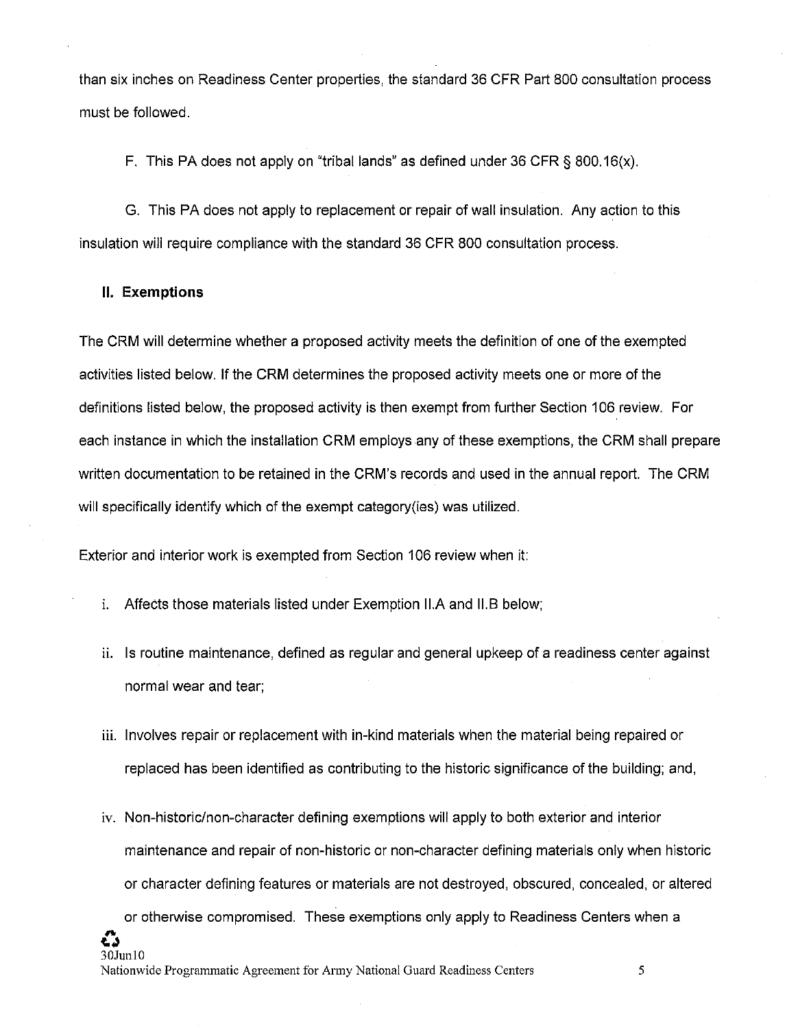than six inches on Readiness Center properties, the standard 36 CFR Part 800 consultation process must be followed.

F. This PA does not apply on "tribal lands" as defined under 36 CFR § 800.16(x).

G. This PA does not apply to replacement or repair of wall insulation. Any action to this insulation will require compliance with the standard 36 CFR 800 consultation process.

### II. Exemptions

The CRM will determine whether a proposed activity meets the definition of one of the exempted activities listed below. If the CRM determines the proposed activity meets one or more of the definitions listed below, the proposed activity is then exempt from further Section 106 review. For each instance in which the installation CRM employs any of these exemptions, the CRM shall prepare written documentation to be retained in the CRM's records and used in the annual report. The CRM will specifically identify which of the exempt category(ies) was utilized.

Exterior and interior work is exempted from Section 106 review when it:

i. Affects those materials listed under Exemption II.A and II.B below;

ii. Is routine maintenance, defined as regular and general upkeep of a readiness center against normal wear and tear;

iii. Involves repair or replacement with in-kind materials when the material being repaired or replaced has been identified as contributing to the historic significance of the building; and,

iv. Non-historic/non-character defining exemptions will apply to both exterior and interior maintenance and repair of non-historic or non-character defining materials only when historic or character defining features or materials are not destroyed, obscured, concealed, or altered or otherwise compromised. These exemptions only apply to Readiness Centers when a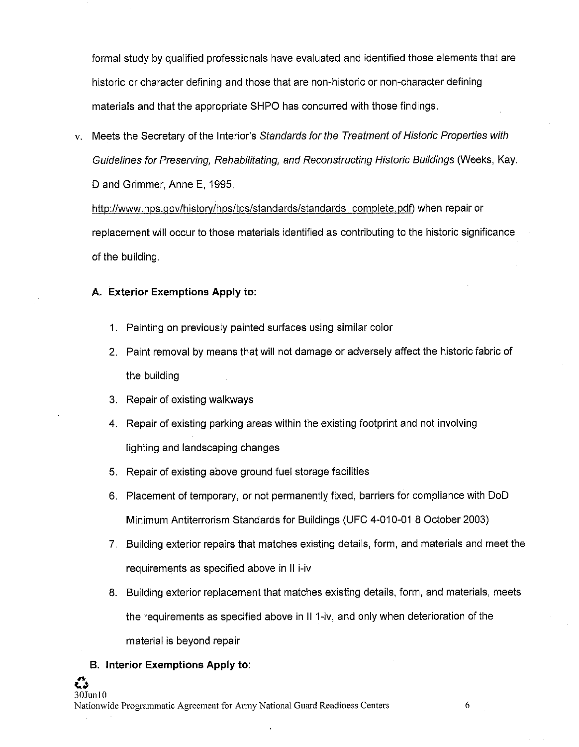formal study by qualified professionals have evaluated and identified those elements that are historic or character defining and those that are non-historic or non-character defining materials and that the appropriate SHPO has concurred with those findings.

v. Meets the Secretary of the Interior's *Standards for the Treatment of Historic Properties with Guidelines for Preserving, Rehabilitating, and Reconstructing Historic Buildings* (Weeks, Kay. D and Grimmer, Anne E, 1995, http://www.nps.gov/history/hps/tps/standards/standards_complete.pdf) when repair or replacement will occur to those materials identified as contributing to the historic significance of the building.

**A. Exterior Exemptions Apply to:**

1. Painting on previously painted surfaces using similar color
2. Paint removal by means that will not damage or adversely affect the historic fabric of the building
3. Repair of existing walkways
4. Repair of existing parking areas within the existing footprint and not involving lighting and landscaping changes
5. Repair of existing above ground fuel storage facilities
6. Placement of temporary, or not permanently fixed, barriers for compliance with DoD Minimum Antiterrorism Standards for Buildings (UFC 4-010-01 8 October 2003)
7. Building exterior repairs that matches existing details, form, and materials and meet the requirements as specified above in II i-iv
8. Building exterior replacement that matches existing details, form, and materials, meets the requirements as specified above in II 1-iv, and only when deterioration of the material is beyond repair

**B. Interior Exemptions Apply to:**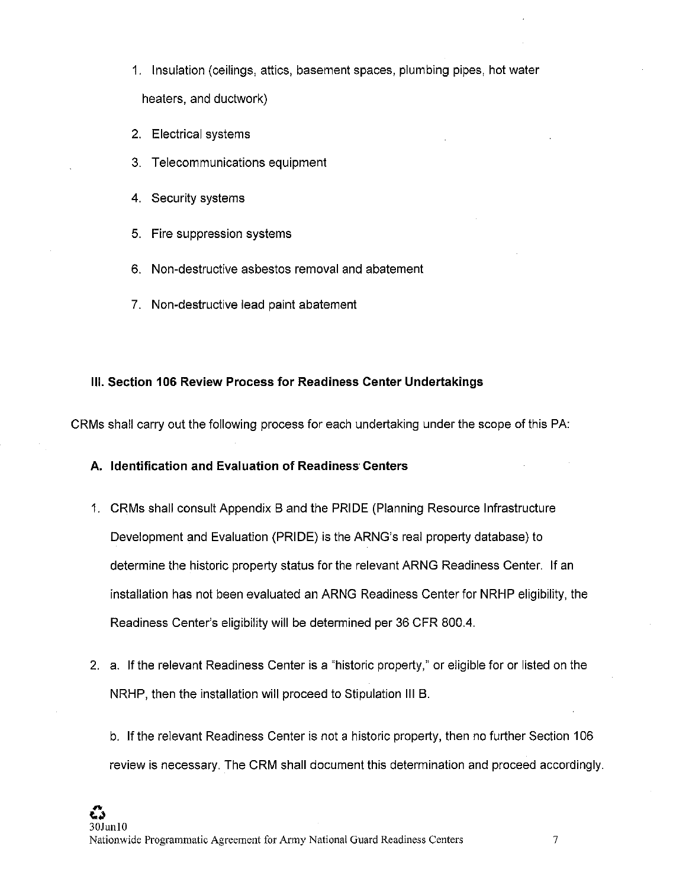1. Insulation (ceilings, attics, basement spaces, plumbing pipes, hot water heaters, and ductwork)
2. Electrical systems
3. Telecommunications equipment
4. Security systems
5. Fire suppression systems
6. Non-destructive asbestos removal and abatement
7. Non-destructive lead paint abatement

### III. Section 106 Review Process for Readiness Center Undertakings

CRMs shall carry out the following process for each undertaking under the scope of this PA:

#### A. Identification and Evaluation of Readiness Centers

1. CRMs shall consult Appendix B and the PRIDE (Planning Resource Infrastructure Development and Evaluation (PRIDE) is the ARNG's real property database) to determine the historic property status for the relevant ARNG Readiness Center. If an installation has not been evaluated an ARNG Readiness Center for NRHP eligibility, the Readiness Center's eligibility will be determined per 36 CFR 800.4.

2. a. If the relevant Readiness Center is a "historic property," or eligible for or listed on the NRHP, then the installation will proceed to Stipulation III B.

   b. If the relevant Readiness Center is not a historic property, then no further Section 106 review is necessary. The CRM shall document this determination and proceed accordingly.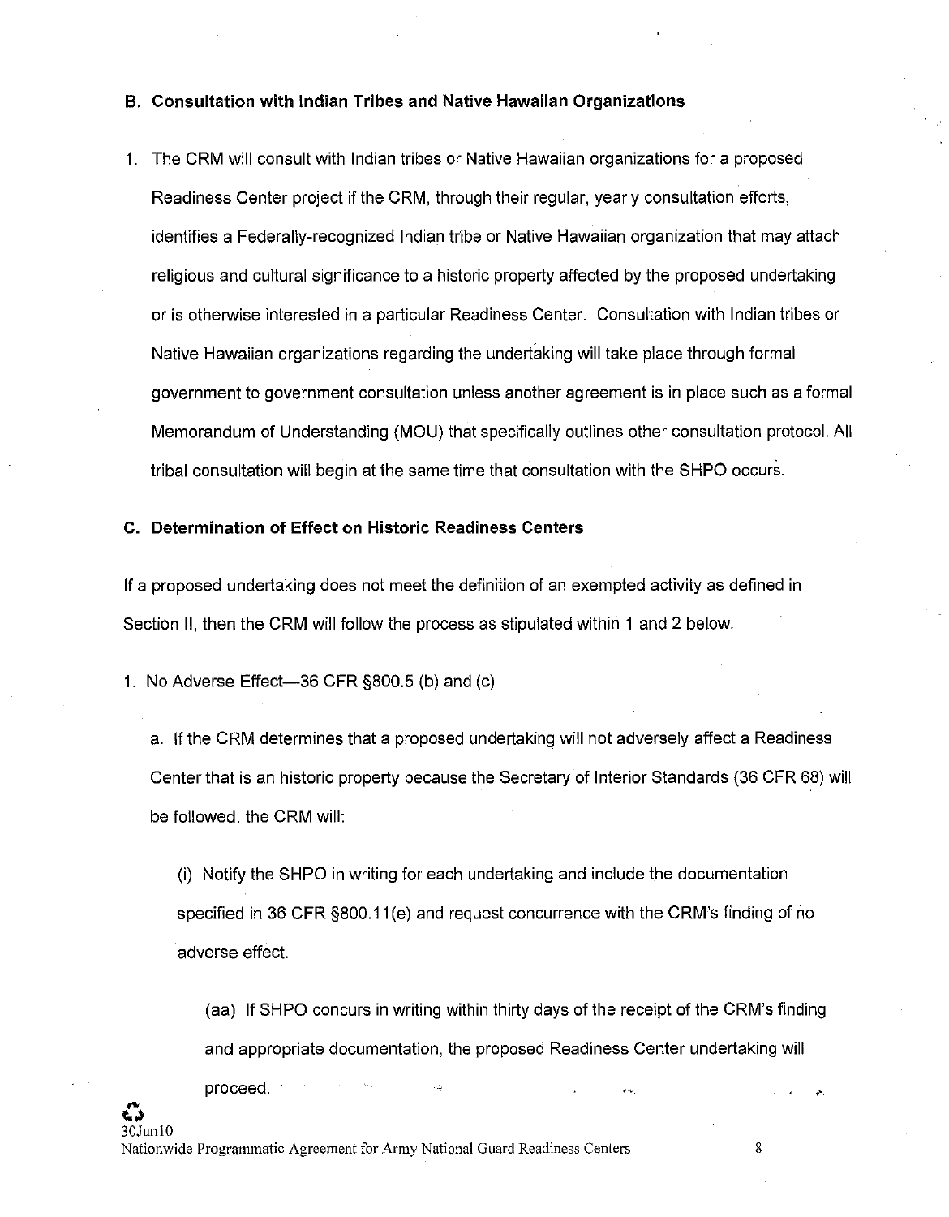### B. Consultation with Indian Tribes and Native Hawaiian Organizations

1. The CRM will consult with Indian tribes or Native Hawaiian organizations for a proposed Readiness Center project if the CRM, through their regular, yearly consultation efforts, identifies a Federally-recognized Indian tribe or Native Hawaiian organization that may attach religious and cultural significance to a historic property affected by the proposed undertaking or is otherwise interested in a particular Readiness Center. Consultation with Indian tribes or Native Hawaiian organizations regarding the undertaking will take place through formal government to government consultation unless another agreement is in place such as a formal Memorandum of Understanding (MOU) that specifically outlines other consultation protocol. All tribal consultation will begin at the same time that consultation with the SHPO occurs.

### C. Determination of Effect on Historic Readiness Centers

If a proposed undertaking does not meet the definition of an exempted activity as defined in Section II, then the CRM will follow the process as stipulated within 1 and 2 below.

1. No Adverse Effect—36 CFR §800.5 (b) and (c)

   a. If the CRM determines that a proposed undertaking will not adversely affect a Readiness Center that is an historic property because the Secretary of Interior Standards (36 CFR 68) will be followed, the CRM will:

      (i) Notify the SHPO in writing for each undertaking and include the documentation specified in 36 CFR §800.11(e) and request concurrence with the CRM's finding of no adverse effect.

         (aa) If SHPO concurs in writing within thirty days of the receipt of the CRM's finding and appropriate documentation, the proposed Readiness Center undertaking will proceed.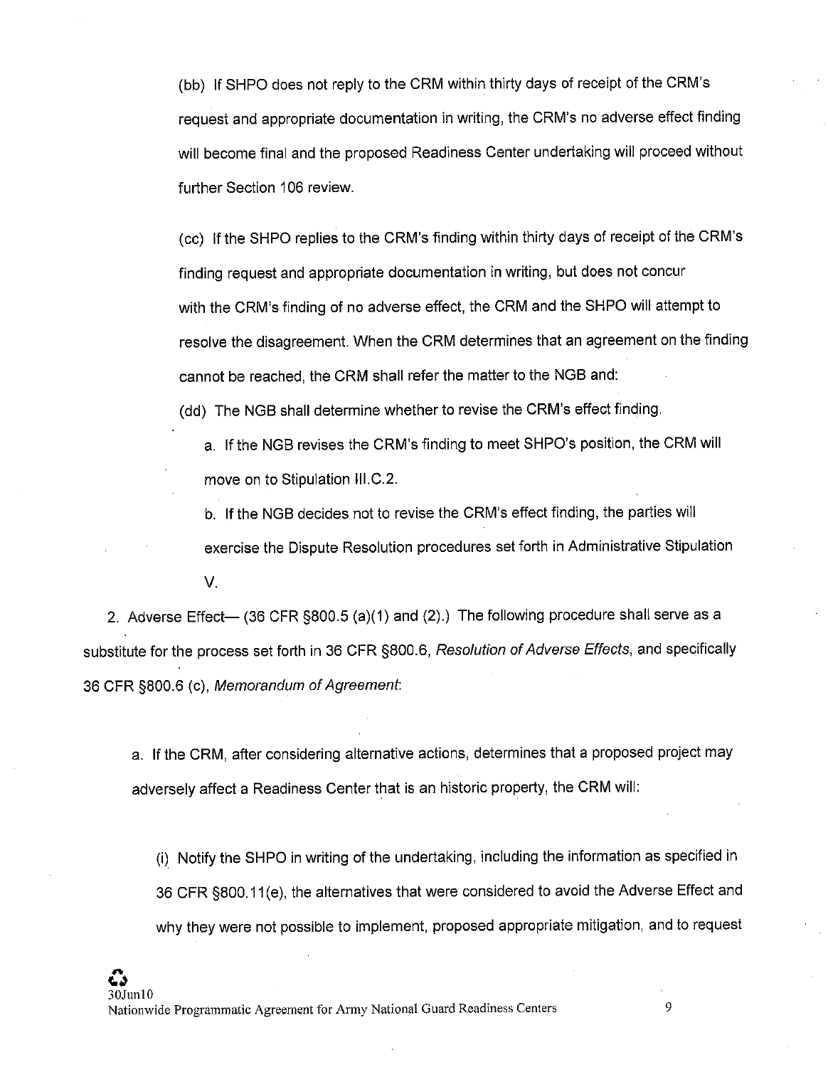(bb) If SHPO does not reply to the CRM within thirty days of receipt of the CRM's request and appropriate documentation in writing, the CRM's no adverse effect finding will become final and the proposed Readiness Center undertaking will proceed without further Section 106 review.

(cc) If the SHPO replies to the CRM's finding within thirty days of receipt of the CRM's finding request and appropriate documentation in writing, but does not concur with the CRM's finding of no adverse effect, the CRM and the SHPO will attempt to resolve the disagreement. When the CRM determines that an agreement on the finding cannot be reached, the CRM shall refer the matter to the NGB and:

(dd) The NGB shall determine whether to revise the CRM's effect finding.

a. If the NGB revises the CRM's finding to meet SHPO's position, the CRM will move on to Stipulation III.C.2.

b. If the NGB decides not to revise the CRM's effect finding, the parties will exercise the Dispute Resolution procedures set forth in Administrative Stipulation V.

2. Adverse Effect— (36 CFR §800.5 (a)(1) and (2).) The following procedure shall serve as a substitute for the process set forth in 36 CFR §800.6, *Resolution of Adverse Effects*, and specifically 36 CFR §800.6 (c), *Memorandum of Agreement*:

a. If the CRM, after considering alternative actions, determines that a proposed project may adversely affect a Readiness Center that is an historic property, the CRM will:

(i) Notify the SHPO in writing of the undertaking, including the information as specified in 36 CFR §800.11(e), the alternatives that were considered to avoid the Adverse Effect and why they were not possible to implement, proposed appropriate mitigation, and to request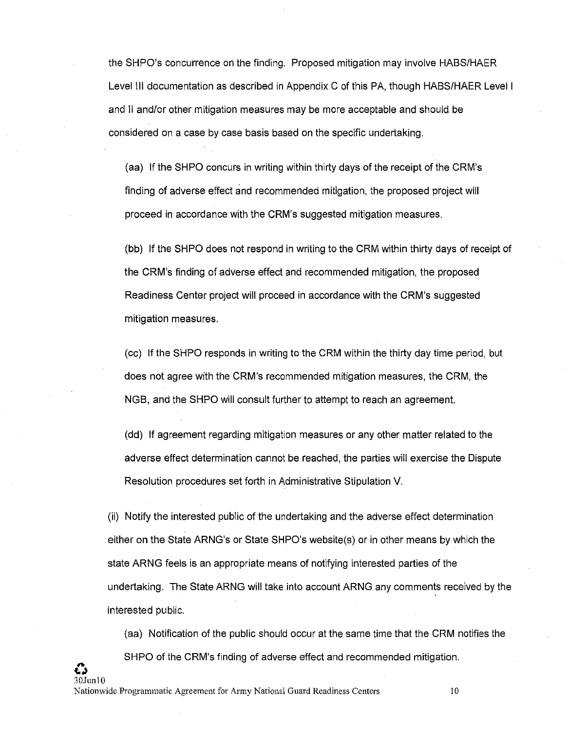the SHPO's concurrence on the finding. Proposed mitigation may involve HABS/HAER Level III documentation as described in Appendix C of this PA, though HABS/HAER Level I and II and/or other mitigation measures may be more acceptable and should be considered on a case by case basis based on the specific undertaking.

(aa) If the SHPO concurs in writing within thirty days of the receipt of the CRM's finding of adverse effect and recommended mitigation, the proposed project will proceed in accordance with the CRM's suggested mitigation measures.

(bb) If the SHPO does not respond in writing to the CRM within thirty days of receipt of the CRM's finding of adverse effect and recommended mitigation, the proposed Readiness Center project will proceed in accordance with the CRM's suggested mitigation measures.

(cc) If the SHPO responds in writing to the CRM within the thirty day time period, but does not agree with the CRM's recommended mitigation measures, the CRM, the NGB, and the SHPO will consult further to attempt to reach an agreement.

(dd) If agreement regarding mitigation measures or any other matter related to the adverse effect determination cannot be reached, the parties will exercise the Dispute Resolution procedures set forth in Administrative Stipulation V.

(ii) Notify the interested public of the undertaking and the adverse effect determination either on the State ARNG's or State SHPO's website(s) or in other means by which the state ARNG feels is an appropriate means of notifying interested parties of the undertaking. The State ARNG will take into account ARNG any comments received by the interested public.

(aa) Notification of the public should occur at the same time that the CRM notifies the SHPO of the CRM's finding of adverse effect and recommended mitigation.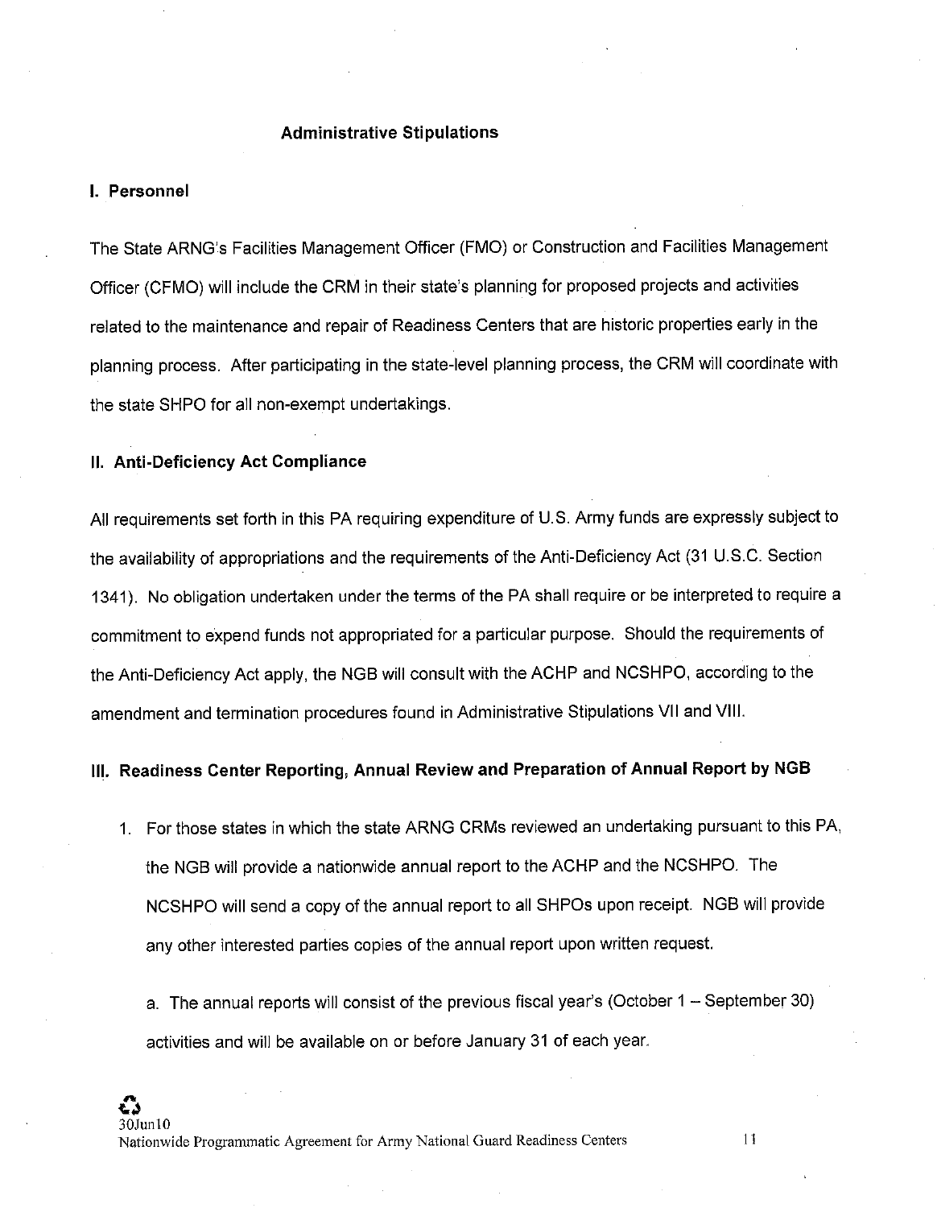## Administrative Stipulations

### I. Personnel

The State ARNG's Facilities Management Officer (FMO) or Construction and Facilities Management Officer (CFMO) will include the CRM in their state's planning for proposed projects and activities related to the maintenance and repair of Readiness Centers that are historic properties early in the planning process. After participating in the state-level planning process, the CRM will coordinate with the state SHPO for all non-exempt undertakings.

### II. Anti-Deficiency Act Compliance

All requirements set forth in this PA requiring expenditure of U.S. Army funds are expressly subject to the availability of appropriations and the requirements of the Anti-Deficiency Act (31 U.S.C. Section 1341). No obligation undertaken under the terms of the PA shall require or be interpreted to require a commitment to expend funds not appropriated for a particular purpose. Should the requirements of the Anti-Deficiency Act apply, the NGB will consult with the ACHP and NCSHPO, according to the amendment and termination procedures found in Administrative Stipulations VII and VIII.

### III. Readiness Center Reporting, Annual Review and Preparation of Annual Report by NGB

1. For those states in which the state ARNG CRMs reviewed an undertaking pursuant to this PA, the NGB will provide a nationwide annual report to the ACHP and the NCSHPO. The NCSHPO will send a copy of the annual report to all SHPOs upon receipt. NGB will provide any other interested parties copies of the annual report upon written request.

   a. The annual reports will consist of the previous fiscal year's (October 1 – September 30) activities and will be available on or before January 31 of each year.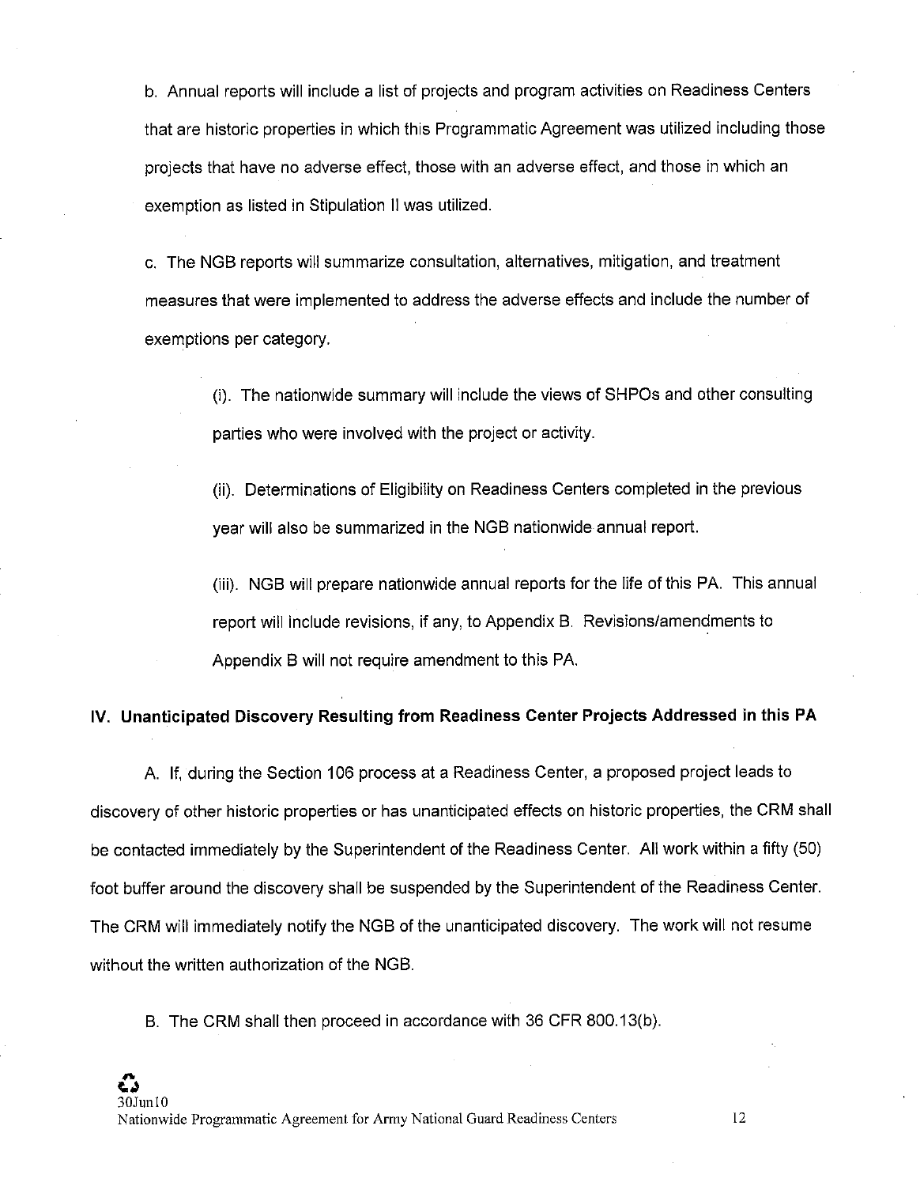b. Annual reports will include a list of projects and program activities on Readiness Centers that are historic properties in which this Programmatic Agreement was utilized including those projects that have no adverse effect, those with an adverse effect, and those in which an exemption as listed in Stipulation II was utilized.

c. The NGB reports will summarize consultation, alternatives, mitigation, and treatment measures that were implemented to address the adverse effects and include the number of exemptions per category.

> (i). The nationwide summary will include the views of SHPOs and other consulting parties who were involved with the project or activity.
>
> (ii). Determinations of Eligibility on Readiness Centers completed in the previous year will also be summarized in the NGB nationwide annual report.
>
> (iii). NGB will prepare nationwide annual reports for the life of this PA. This annual report will include revisions, if any, to Appendix B. Revisions/amendments to Appendix B will not require amendment to this PA.

## IV. Unanticipated Discovery Resulting from Readiness Center Projects Addressed in this PA

A. If, during the Section 106 process at a Readiness Center, a proposed project leads to discovery of other historic properties or has unanticipated effects on historic properties, the CRM shall be contacted immediately by the Superintendent of the Readiness Center. All work within a fifty (50) foot buffer around the discovery shall be suspended by the Superintendent of the Readiness Center. The CRM will immediately notify the NGB of the unanticipated discovery. The work will not resume without the written authorization of the NGB.

B. The CRM shall then proceed in accordance with 36 CFR 800.13(b).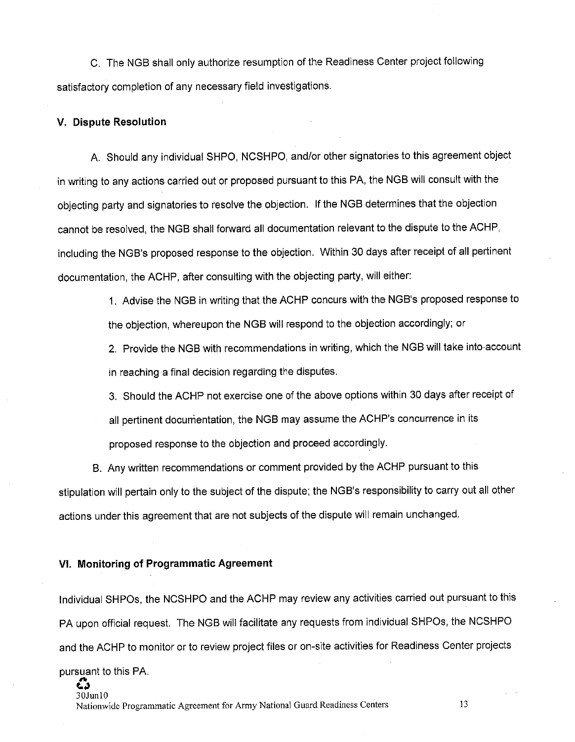C. The NGB shall only authorize resumption of the Readiness Center project following satisfactory completion of any necessary field investigations.

### V. Dispute Resolution

A. Should any individual SHPO, NCSHPO, and/or other signatories to this agreement object in writing to any actions carried out or proposed pursuant to this PA, the NGB will consult with the objecting party and signatories to resolve the objection. If the NGB determines that the objection cannot be resolved, the NGB shall forward all documentation relevant to the dispute to the ACHP, including the NGB's proposed response to the objection. Within 30 days after receipt of all pertinent documentation, the ACHP, after consulting with the objecting party, will either:

1. Advise the NGB in writing that the ACHP concurs with the NGB's proposed response to the objection, whereupon the NGB will respond to the objection accordingly; or
2. Provide the NGB with recommendations in writing, which the NGB will take into account in reaching a final decision regarding the disputes.
3. Should the ACHP not exercise one of the above options within 30 days after receipt of all pertinent documentation, the NGB may assume the ACHP's concurrence in its proposed response to the objection and proceed accordingly.

B. Any written recommendations or comment provided by the ACHP pursuant to this stipulation will pertain only to the subject of the dispute; the NGB's responsibility to carry out all other actions under this agreement that are not subjects of the dispute will remain unchanged.

### VI. Monitoring of Programmatic Agreement

Individual SHPOs, the NCSHPO and the ACHP may review any activities carried out pursuant to this PA upon official request. The NGB will facilitate any requests from individual SHPOs, the NCSHPO and the ACHP to monitor or to review project files or on-site activities for Readiness Center projects pursuant to this PA.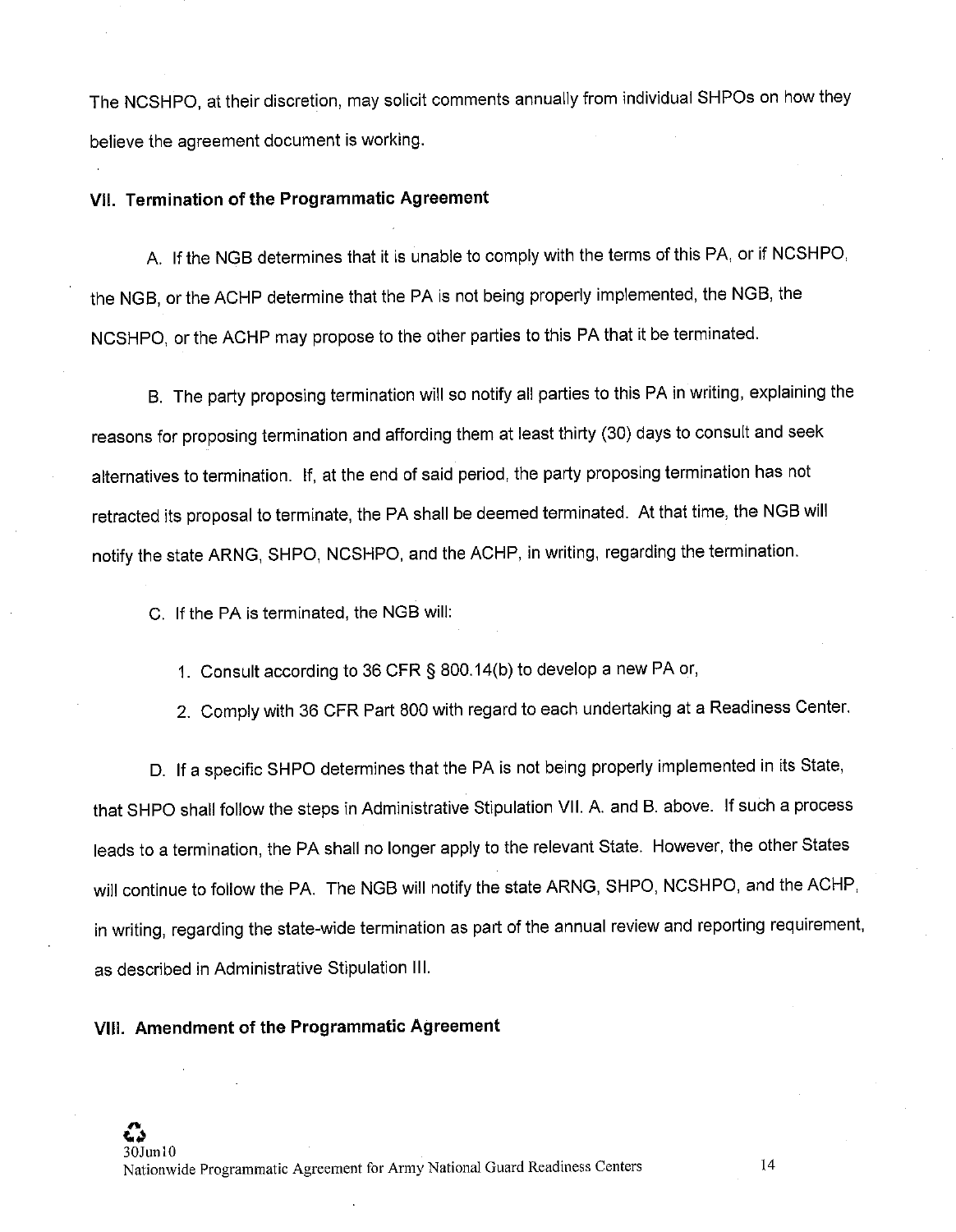The NCSHPO, at their discretion, may solicit comments annually from individual SHPOs on how they believe the agreement document is working.

### VII. Termination of the Programmatic Agreement

A. If the NGB determines that it is unable to comply with the terms of this PA, or if NCSHPO, the NGB, or the ACHP determine that the PA is not being properly implemented, the NGB, the NCSHPO, or the ACHP may propose to the other parties to this PA that it be terminated.

B. The party proposing termination will so notify all parties to this PA in writing, explaining the reasons for proposing termination and affording them at least thirty (30) days to consult and seek alternatives to termination. If, at the end of said period, the party proposing termination has not retracted its proposal to terminate, the PA shall be deemed terminated. At that time, the NGB will notify the state ARNG, SHPO, NCSHPO, and the ACHP, in writing, regarding the termination.

C. If the PA is terminated, the NGB will:

1. Consult according to 36 CFR § 800.14(b) to develop a new PA or,
2. Comply with 36 CFR Part 800 with regard to each undertaking at a Readiness Center.

D. If a specific SHPO determines that the PA is not being properly implemented in its State, that SHPO shall follow the steps in Administrative Stipulation VII. A. and B. above. If such a process leads to a termination, the PA shall no longer apply to the relevant State. However, the other States will continue to follow the PA. The NGB will notify the state ARNG, SHPO, NCSHPO, and the ACHP, in writing, regarding the state-wide termination as part of the annual review and reporting requirement, as described in Administrative Stipulation III.

### VIII. Amendment of the Programmatic Agreement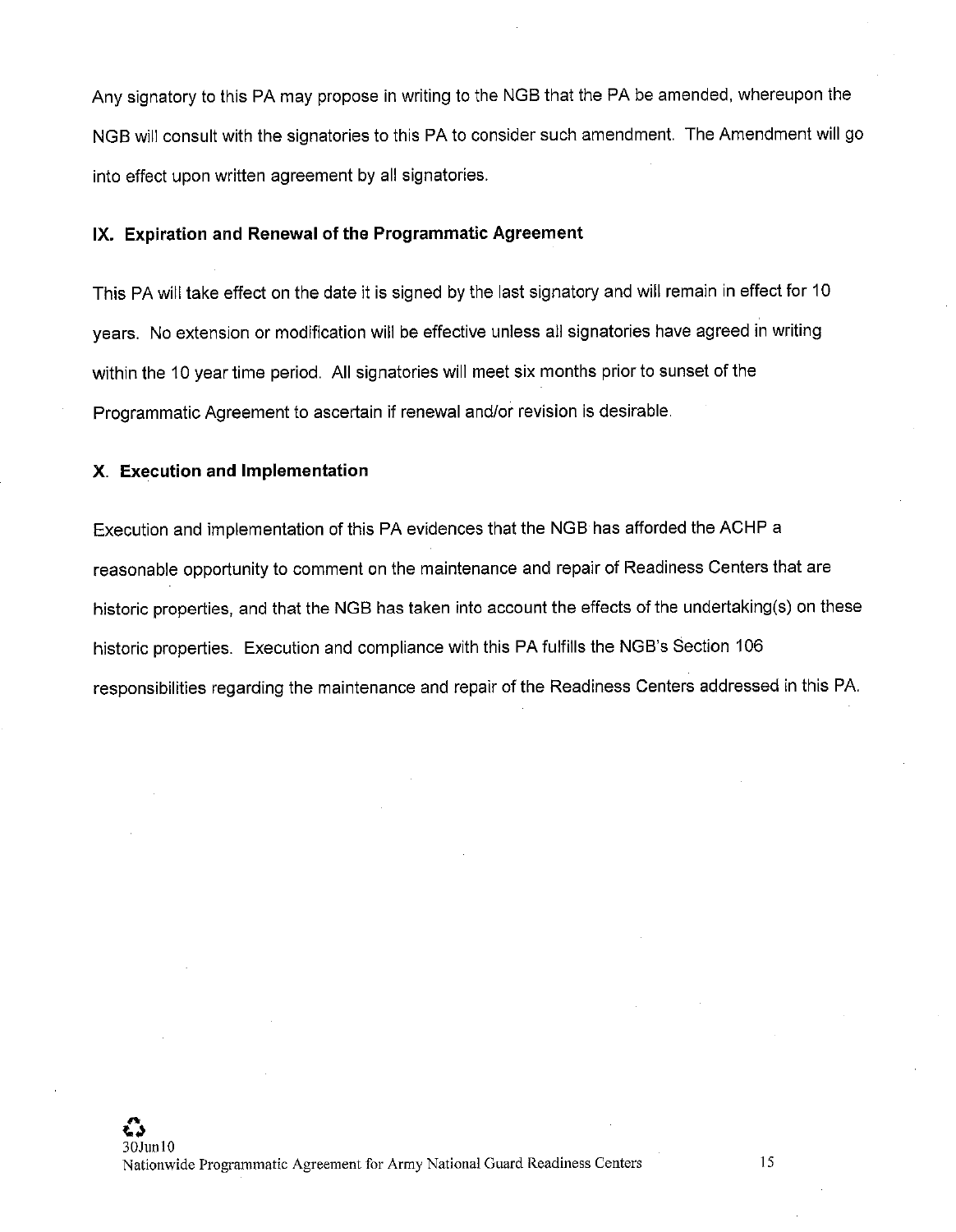Any signatory to this PA may propose in writing to the NGB that the PA be amended, whereupon the NGB will consult with the signatories to this PA to consider such amendment. The Amendment will go into effect upon written agreement by all signatories.

### IX. Expiration and Renewal of the Programmatic Agreement

This PA will take effect on the date it is signed by the last signatory and will remain in effect for 10 years. No extension or modification will be effective unless all signatories have agreed in writing within the 10 year time period. All signatories will meet six months prior to sunset of the Programmatic Agreement to ascertain if renewal and/or revision is desirable.

### X. Execution and Implementation

Execution and implementation of this PA evidences that the NGB has afforded the ACHP a reasonable opportunity to comment on the maintenance and repair of Readiness Centers that are historic properties, and that the NGB has taken into account the effects of the undertaking(s) on these historic properties. Execution and compliance with this PA fulfills the NGB's Section 106 responsibilities regarding the maintenance and repair of the Readiness Centers addressed in this PA.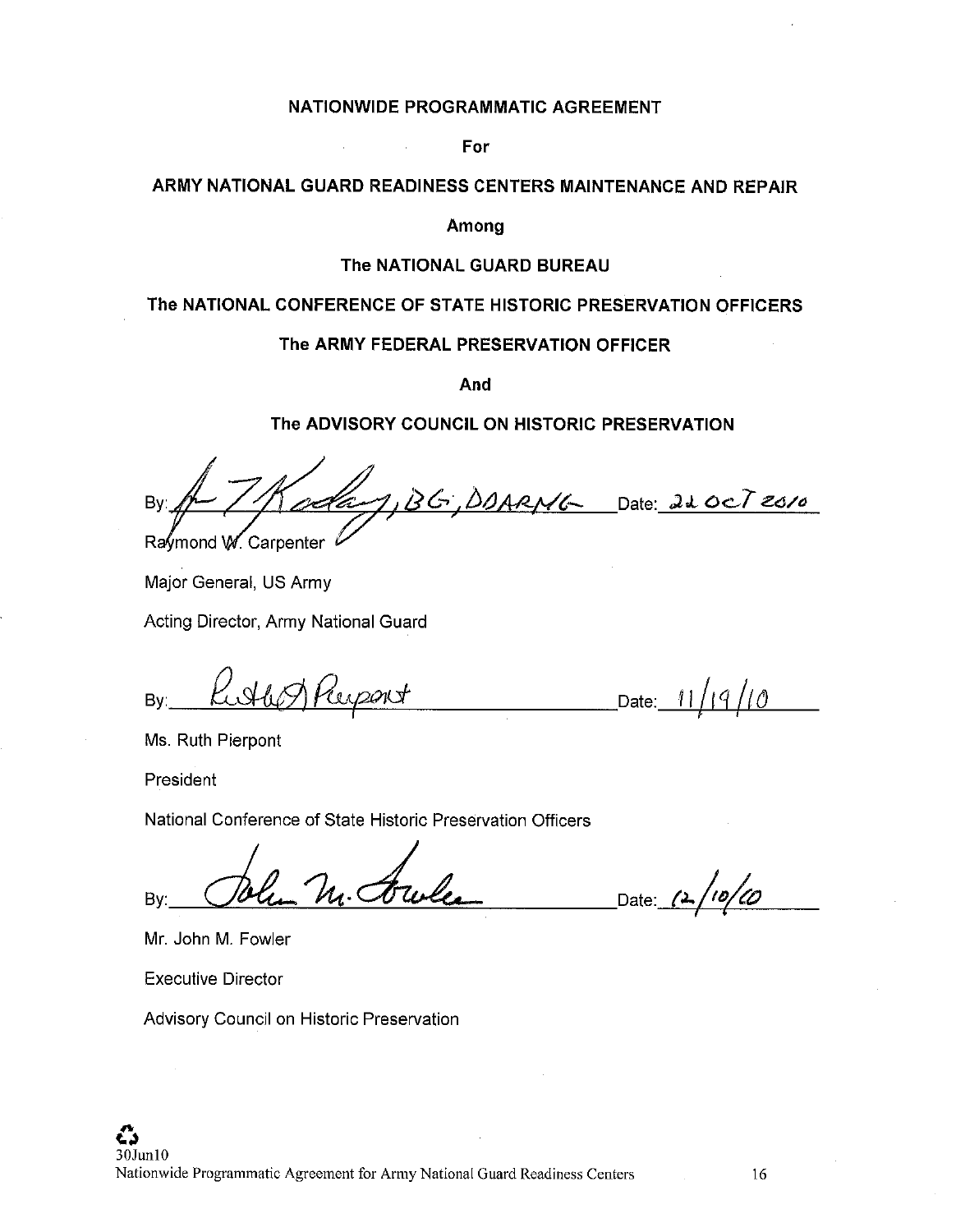NATIONWIDE PROGRAMMATIC AGREEMENT

For

ARMY NATIONAL GUARD READINESS CENTERS MAINTENANCE AND REPAIR

Among

The NATIONAL GUARD BUREAU

The NATIONAL CONFERENCE OF STATE HISTORIC PRESERVATION OFFICERS

The ARMY FEDERAL PRESERVATION OFFICER

And

The ADVISORY COUNCIL ON HISTORIC PRESERVATION

By: _______________ BG, DDARNG Date: 22 OCT 2010

Raymond W. Carpenter

Major General, US Army

Acting Director, Army National Guard

By: _______________ Date: 11/19/10

Ms. Ruth Pierpont

President

National Conference of State Historic Preservation Officers

By: _______________ Date: 12/10/10

Mr. John M. Fowler

Executive Director

Advisory Council on Historic Preservation

30Jun10

Nationwide Programmatic Agreement for Army National Guard Readiness Centers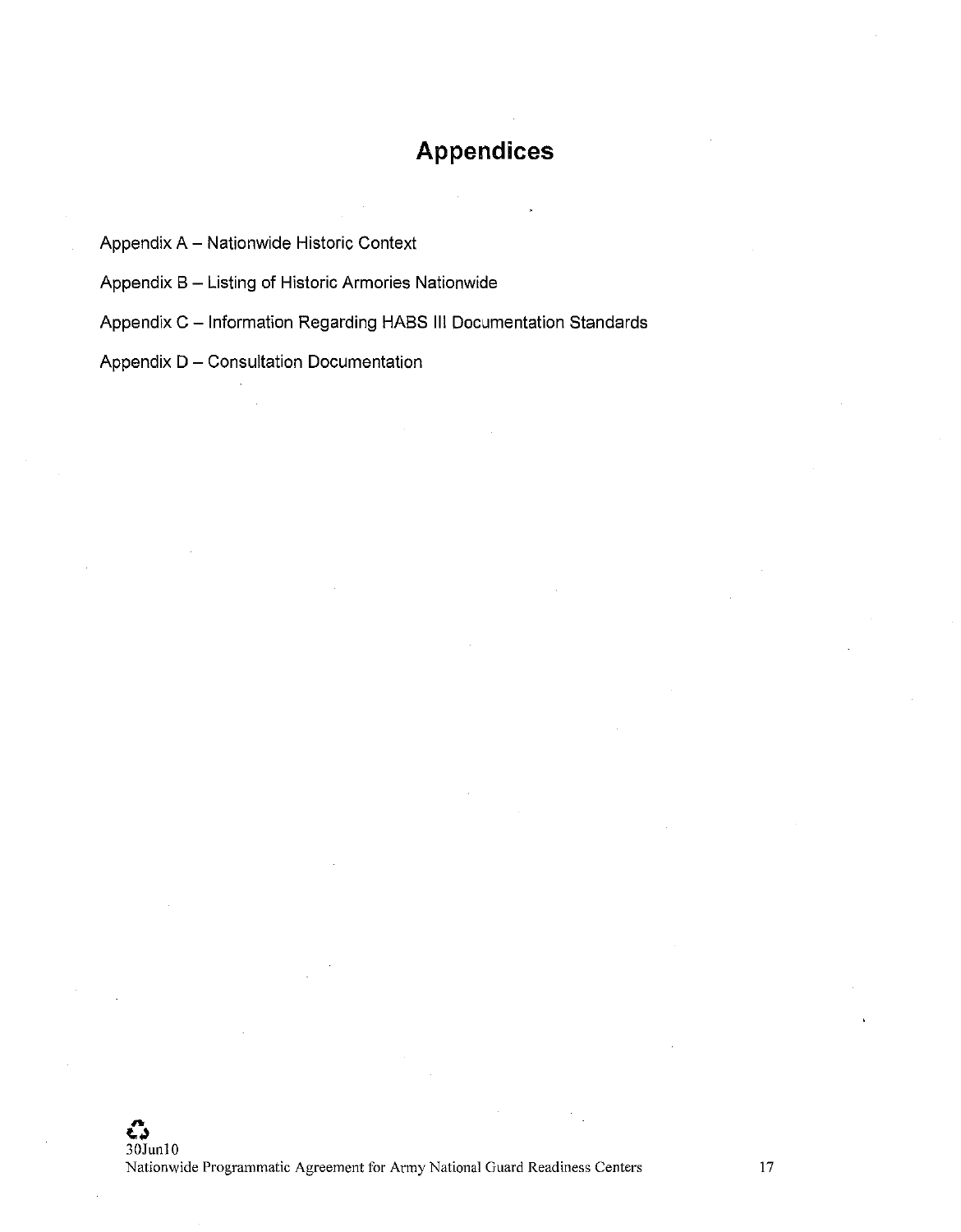# Appendices

Appendix A – Nationwide Historic Context

Appendix B – Listing of Historic Armories Nationwide

Appendix C – Information Regarding HABS III Documentation Standards

Appendix D – Consultation Documentation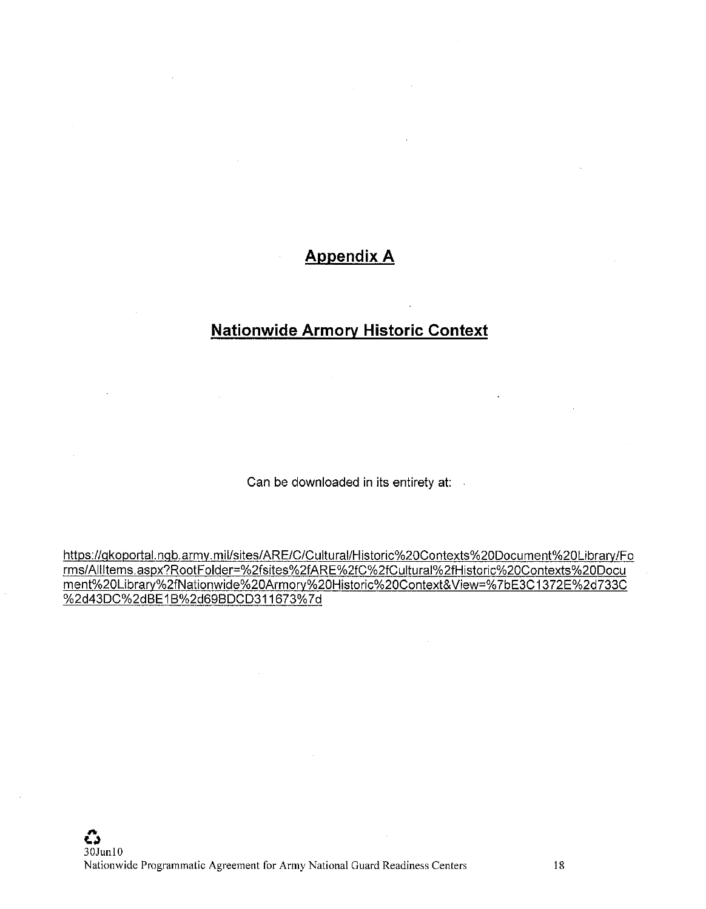## Appendix A

## Nationwide Armory Historic Context

Can be downloaded in its entirety at:

https://gkoportal.ngb.army.mil/sites/ARE/C/Cultural/Historic%20Contexts%20Document%20Library/Forms/AllItems.aspx?RootFolder=%2fsites%2fARE%2fC%2fCultural%2fHistoric%20Contexts%20Document%20Library%2fNationwide%20Armory%20Historic%20Context&View=%7bE3C1372E%2d733C%2d43DC%2dBE1B%2d69BDCD311673%7d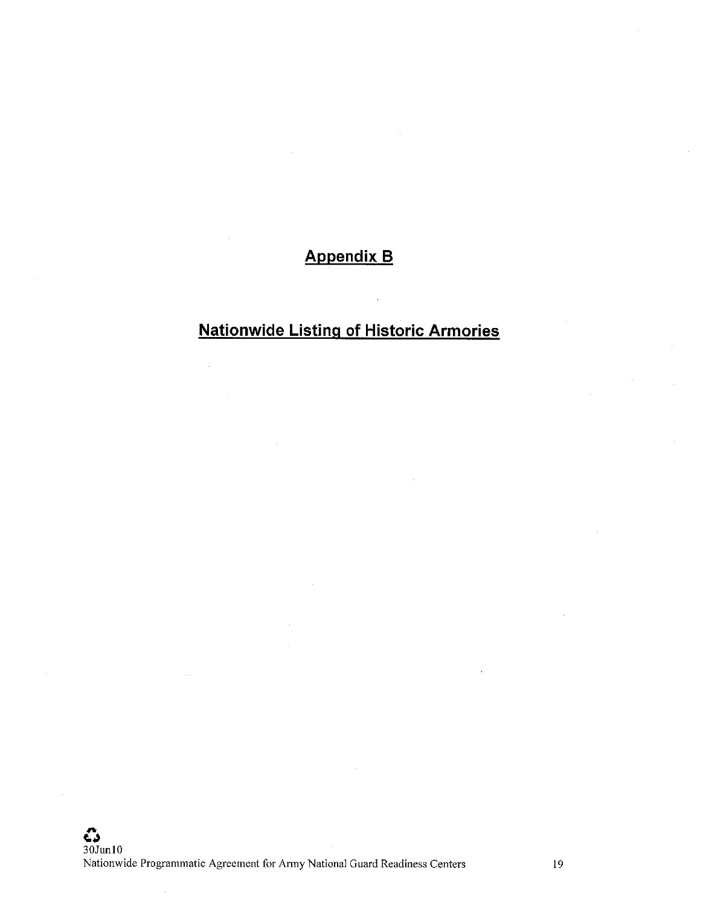# Appendix B

## Nationwide Listing of Historic Armories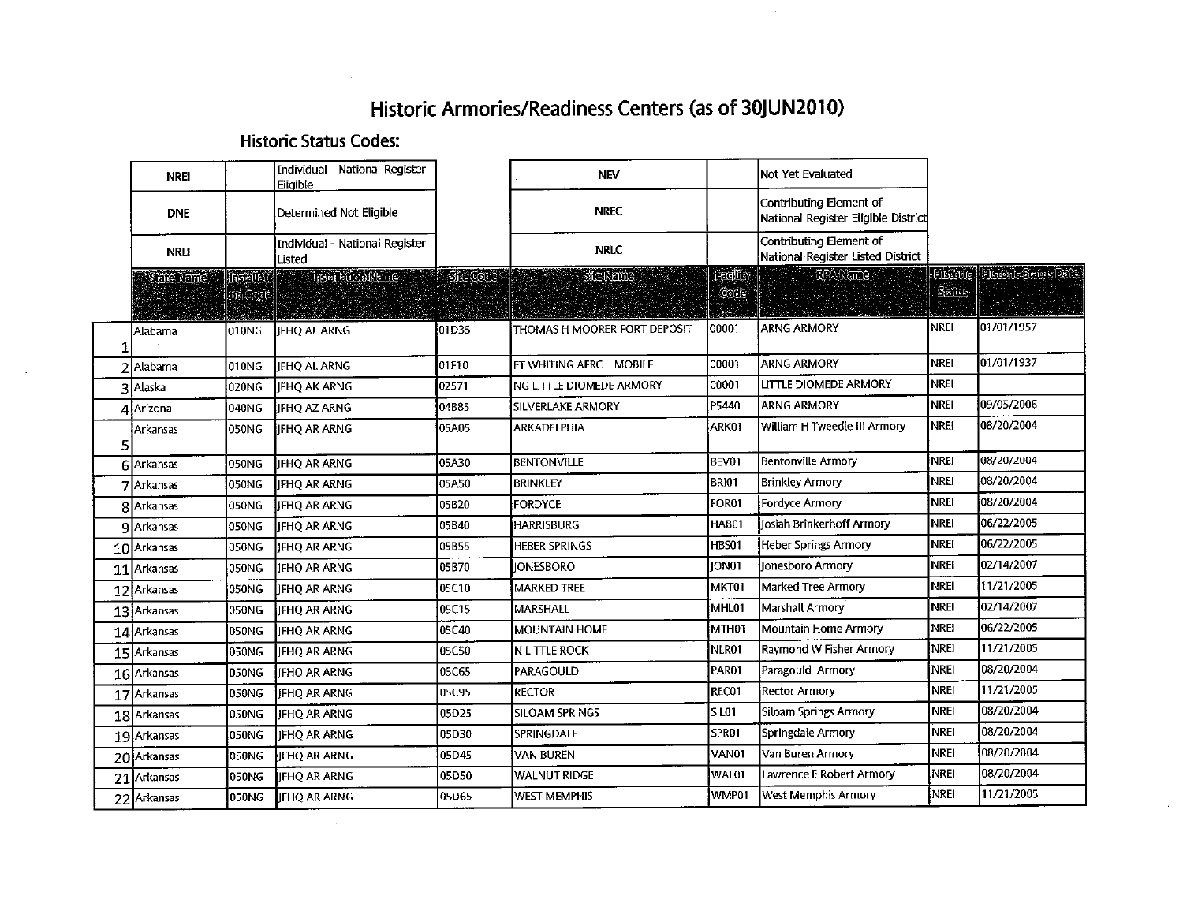# Historic Armories/Readiness Centers (as of 30JUN2010)

## Historic Status Codes:

| Code | | Description | | Code | | Description |
|---|---|---|---|---|---|---|
| NREI | | Individual - National Register Eligible | | NEV | | Not Yet Evaluated |
| DNE | | Determined Not Eligible | | NREC | | Contributing Element of National Register Eligible District |
| NRLI | | Individual - National Register Listed | | NRLC | | Contributing Element of National Register Listed District |

| | State Name | Installation Code | Installation Name | Site Code | Site Name | Facility Code | RPA Name | Historic Status | Historic Status Date |
|---|---|---|---|---|---|---|---|---|---|
| 1 | Alabama | 010NG | JFHQ AL ARNG | 01D35 | THOMAS H MOORER FORT DEPOSIT | 00001 | ARNG ARMORY | NREI | 01/01/1957 |
| 2 | Alabama | 010NG | JFHQ AL ARNG | 01F10 | FT WHITING AFRC MOBILE | 00001 | ARNG ARMORY | NREI | 01/01/1937 |
| 3 | Alaska | 020NG | JFHQ AK ARNG | 02571 | NG LITTLE DIOMEDE ARMORY | 00001 | LITTLE DIOMEDE ARMORY | NREI | |
| 4 | Arizona | 040NG | JFHQ AZ ARNG | 04B85 | SILVERLAKE ARMORY | P5440 | ARNG ARMORY | NREI | 09/05/2006 |
| 5 | Arkansas | 050NG | JFHQ AR ARNG | 05A05 | ARKADELPHIA | ARK01 | William H Tweedle III Armory | NREI | 08/20/2004 |
| 6 | Arkansas | 050NG | JFHQ AR ARNG | 05A30 | BENTONVILLE | BEV01 | Bentonville Armory | NREI | 08/20/2004 |
| 7 | Arkansas | 050NG | JFHQ AR ARNG | 05A50 | BRINKLEY | BRI01 | Brinkley Armory | NREI | 08/20/2004 |
| 8 | Arkansas | 050NG | JFHQ AR ARNG | 05B20 | FORDYCE | FOR01 | Fordyce Armory | NREI | 08/20/2004 |
| 9 | Arkansas | 050NG | JFHQ AR ARNG | 05B40 | HARRISBURG | HAB01 | Josiah Brinkerhoff Armory | NREI | 06/22/2005 |
| 10 | Arkansas | 050NG | JFHQ AR ARNG | 05B55 | HEBER SPRINGS | HBS01 | Heber Springs Armory | NREI | 06/22/2005 |
| 11 | Arkansas | 050NG | JFHQ AR ARNG | 05B70 | JONESBORO | JON01 | Jonesboro Armory | NREI | 02/14/2007 |
| 12 | Arkansas | 050NG | JFHQ AR ARNG | 05C10 | MARKED TREE | MKT01 | Marked Tree Armory | NREI | 11/21/2005 |
| 13 | Arkansas | 050NG | JFHQ AR ARNG | 05C15 | MARSHALL | MHL01 | Marshall Armory | NREI | 02/14/2007 |
| 14 | Arkansas | 050NG | JFHQ AR ARNG | 05C40 | MOUNTAIN HOME | MTH01 | Mountain Home Armory | NREI | 06/22/2005 |
| 15 | Arkansas | 050NG | JFHQ AR ARNG | 05C50 | N LITTLE ROCK | NLR01 | Raymond W Fisher Armory | NREI | 11/21/2005 |
| 16 | Arkansas | 050NG | JFHQ AR ARNG | 05C65 | PARAGOULD | PAR01 | Paragould Armory | NREI | 08/20/2004 |
| 17 | Arkansas | 050NG | JFHQ AR ARNG | 05C95 | RECTOR | REC01 | Rector Armory | NREI | 11/21/2005 |
| 18 | Arkansas | 050NG | JFHQ AR ARNG | 05D25 | SILOAM SPRINGS | SIL01 | Siloam Springs Armory | NREI | 08/20/2004 |
| 19 | Arkansas | 050NG | JFHQ AR ARNG | 05D30 | SPRINGDALE | SPR01 | Springdale Armory | NREI | 08/20/2004 |
| 20 | Arkansas | 050NG | JFHQ AR ARNG | 05D45 | VAN BUREN | VAN01 | Van Buren Armory | NREI | 08/20/2004 |
| 21 | Arkansas | 050NG | JFHQ AR ARNG | 05D50 | WALNUT RIDGE | WAL01 | Lawrence E Robert Armory | NREI | 08/20/2004 |
| 22 | Arkansas | 050NG | JFHQ AR ARNG | 05D65 | WEST MEMPHIS | WMP01 | West Memphis Armory | NREI | 11/21/2005 |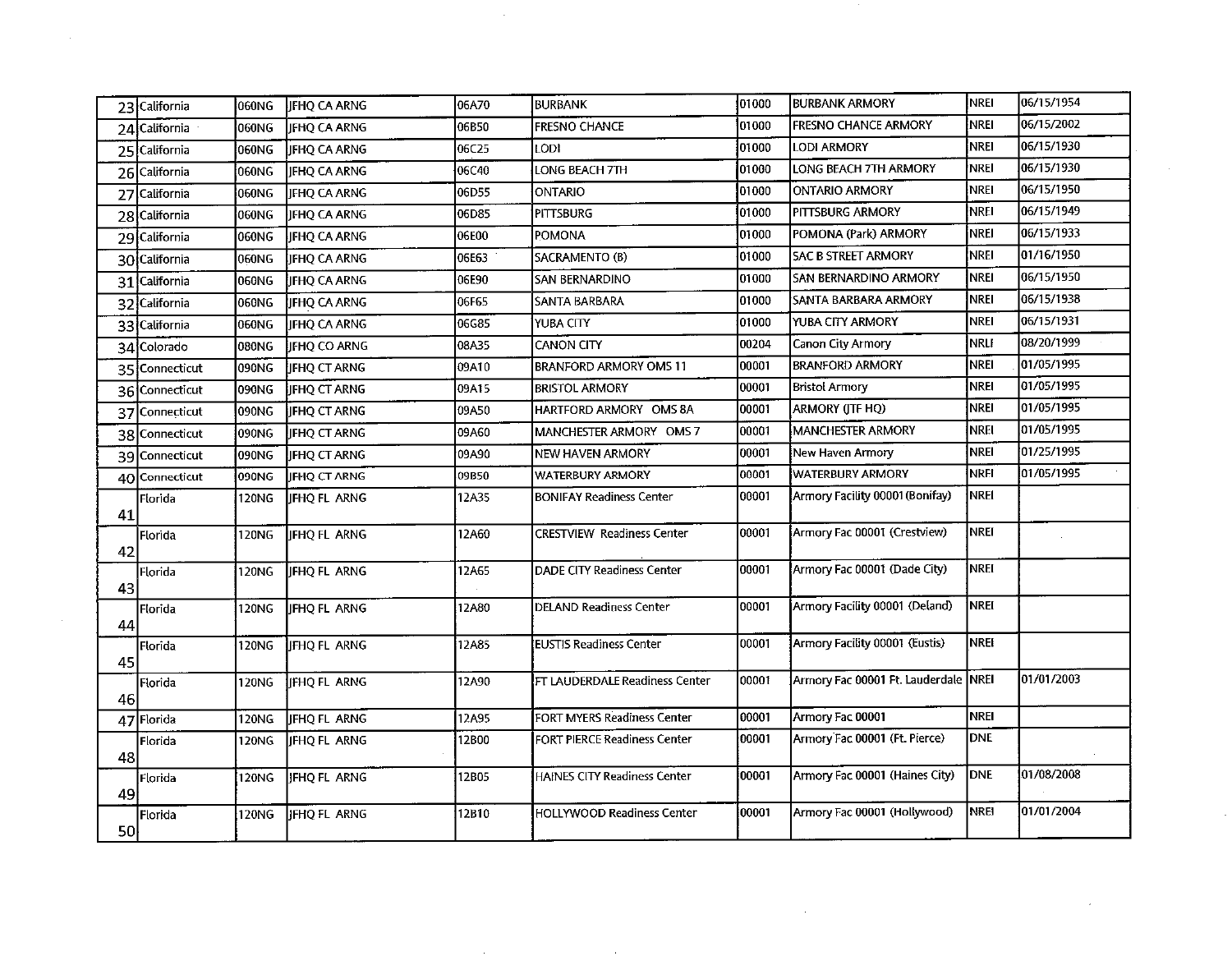| | | | | | | | | | |
|---|---|---|---|---|---|---|---|---|---|
| 23 | California | 060NG | JFHQ CA ARNG | 06A70 | BURBANK | 01000 | BURBANK ARMORY | NREI | 06/15/1954 |
| 24 | California | 060NG | JFHQ CA ARNG | 06B50 | FRESNO CHANCE | 01000 | FRESNO CHANCE ARMORY | NREI | 06/15/2002 |
| 25 | California | 060NG | JFHQ CA ARNG | 06C25 | LODI | 01000 | LODI ARMORY | NREI | 06/15/1930 |
| 26 | California | 060NG | JFHQ CA ARNG | 06C40 | LONG BEACH 7TH | 01000 | LONG BEACH 7TH ARMORY | NREI | 06/15/1930 |
| 27 | California | 060NG | JFHQ CA ARNG | 06D55 | ONTARIO | 01000 | ONTARIO ARMORY | NREI | 06/15/1950 |
| 28 | California | 060NG | JFHQ CA ARNG | 06D85 | PITTSBURG | 01000 | PITTSBURG ARMORY | NREI | 06/15/1949 |
| 29 | California | 060NG | JFHQ CA ARNG | 06E00 | POMONA | 01000 | POMONA (Park) ARMORY | NREI | 06/15/1933 |
| 30 | California | 060NG | JFHQ CA ARNG | 06E63 | SACRAMENTO (B) | 01000 | SAC B STREET ARMORY | NREI | 01/16/1950 |
| 31 | California | 060NG | JFHQ CA ARNG | 06E90 | SAN BERNARDINO | 01000 | SAN BERNARDINO ARMORY | NREI | 06/15/1950 |
| 32 | California | 060NG | JFHQ CA ARNG | 06F65 | SANTA BARBARA | 01000 | SANTA BARBARA ARMORY | NREI | 06/15/1938 |
| 33 | California | 060NG | JFHQ CA ARNG | 06G85 | YUBA CITY | 01000 | YUBA CITY ARMORY | NREI | 06/15/1931 |
| 34 | Colorado | 080NG | JFHQ CO ARNG | 08A35 | CANON CITY | 00204 | Canon City Armory | NRLI | 08/20/1999 |
| 35 | Connecticut | 090NG | JFHQ CT ARNG | 09A10 | BRANFORD ARMORY OMS 11 | 00001 | BRANFORD ARMORY | NREI | 01/05/1995 |
| 36 | Connecticut | 090NG | JFHQ CT ARNG | 09A15 | BRISTOL ARMORY | 00001 | Bristol Armory | NREI | 01/05/1995 |
| 37 | Connecticut | 090NG | JFHQ CT ARNG | 09A50 | HARTFORD ARMORY OMS 8A | 00001 | ARMORY (JTF HQ) | NREI | 01/05/1995 |
| 38 | Connecticut | 090NG | JFHQ CT ARNG | 09A60 | MANCHESTER ARMORY OMS 7 | 00001 | MANCHESTER ARMORY | NREI | 01/05/1995 |
| 39 | Connecticut | 090NG | JFHQ CT ARNG | 09A90 | NEW HAVEN ARMORY | 00001 | New Haven Armory | NREI | 01/25/1995 |
| 40 | Connecticut | 090NG | JFHQ CT ARNG | 09B50 | WATERBURY ARMORY | 00001 | WATERBURY ARMORY | NREI | 01/05/1995 |
| 41 | Florida | 120NG | JFHQ FL ARNG | 12A35 | BONIFAY Readiness Center | 00001 | Armory Facility 00001 (Bonifay) | NREI | |
| 42 | Florida | 120NG | JFHQ FL ARNG | 12A60 | CRESTVIEW Readiness Center | 00001 | Armory Fac 00001 (Crestview) | NREI | |
| 43 | Florida | 120NG | JFHQ FL ARNG | 12A65 | DADE CITY Readiness Center | 00001 | Armory Fac 00001 (Dade City) | NREI | |
| 44 | Florida | 120NG | JFHQ FL ARNG | 12A80 | DELAND Readiness Center | 00001 | Armory Facility 00001 (Deland) | NREI | |
| 45 | Florida | 120NG | JFHQ FL ARNG | 12A85 | EUSTIS Readiness Center | 00001 | Armory Facility 00001 (Eustis) | NREI | |
| 46 | Florida | 120NG | JFHQ FL ARNG | 12A90 | FT LAUDERDALE Readiness Center | 00001 | Armory Fac 00001 Ft. Lauderdale | NREI | 01/01/2003 |
| 47 | Florida | 120NG | JFHQ FL ARNG | 12A95 | FORT MYERS Readiness Center | 00001 | Armory Fac 00001 | NREI | |
| 48 | Florida | 120NG | JFHQ FL ARNG | 12B00 | FORT PIERCE Readiness Center | 00001 | Armory Fac 00001 (Ft. Pierce) | DNE | |
| 49 | Florida | 120NG | JFHQ FL ARNG | 12B05 | HAINES CITY Readiness Center | 00001 | Armory Fac 00001 (Haines City) | DNE | 01/08/2008 |
| 50 | Florida | 120NG | JFHQ FL ARNG | 12B10 | HOLLYWOOD Readiness Center | 00001 | Armory Fac 00001 (Hollywood) | NREI | 01/01/2004 |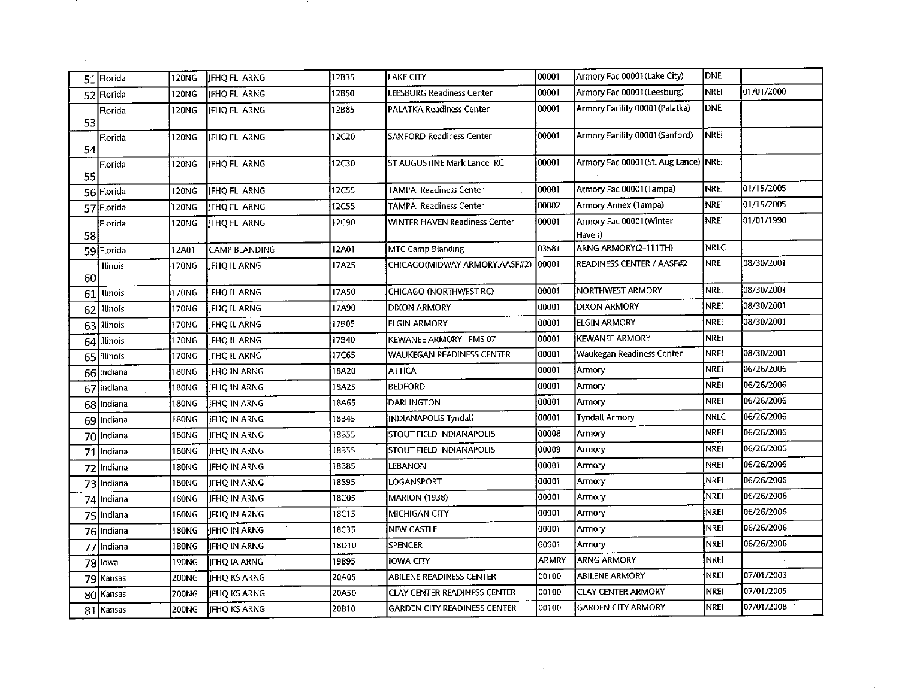| 51 | Florida | 120NG | JFHQ FL ARNG | 12B35 | LAKE CITY | 00001 | Armory Fac 00001(Lake City) | DNE | |
|---|---|---|---|---|---|---|---|---|---|
| 52 | Florida | 120NG | JFHQ FL ARNG | 12B50 | LEESBURG Readiness Center | 00001 | Armory Fac 00001(Leesburg) | NREI | 01/01/2000 |
| 53 | Florida | 120NG | JFHQ FL ARNG | 12B85 | PALATKA Readiness Center | 00001 | Armory Facility 00001(Palatka) | DNE | |
| 54 | Florida | 120NG | JFHQ FL ARNG | 12C20 | SANFORD Readiness Center | 00001 | Armory Facility 00001(Sanford) | NREI | |
| 55 | Florida | 120NG | JFHQ FL ARNG | 12C30 | ST AUGUSTINE Mark Lance RC | 00001 | Armory Fac 00001(St. Aug Lance) | NREI | |
| 56 | Florida | 120NG | JFHQ FL ARNG | 12C55 | TAMPA Readiness Center | 00001 | Armory Fac 00001(Tampa) | NREI | 01/15/2005 |
| 57 | Florida | 120NG | JFHQ FL ARNG | 12C55 | TAMPA Readiness Center | 00002 | Armory Annex (Tampa) | NREI | 01/15/2005 |
| 58 | Florida | 120NG | JFHQ FL ARNG | 12C90 | WINTER HAVEN Readiness Center | 00001 | Armory Fac 00001(Winter Haven) | NREI | 01/01/1990 |
| 59 | Florida | 12A01 | CAMP BLANDING | 12A01 | MTC Camp Blanding | 03581 | ARNG ARMORY(2-111TH) | NRLC | |
| 60 | Illinois | 170NG | JFHQ IL ARNG | 17A25 | CHICAGO(MIDWAY ARMORY,AASF#2) | 00001 | READINESS CENTER / AASF#2 | NREI | 08/30/2001 |
| 61 | Illinois | 170NG | JFHQ IL ARNG | 17A50 | CHICAGO (NORTHWEST RC) | 00001 | NORTHWEST ARMORY | NREI | 08/30/2001 |
| 62 | Illinois | 170NG | JFHQ IL ARNG | 17A90 | DIXON ARMORY | 00001 | DIXON ARMORY | NREI | 08/30/2001 |
| 63 | Illinois | 170NG | JFHQ IL ARNG | 17B05 | ELGIN ARMORY | 00001 | ELGIN ARMORY | NREI | 08/30/2001 |
| 64 | Illinois | 170NG | JFHQ IL ARNG | 17B40 | KEWANEE ARMORY FMS 07 | 00001 | KEWANEE ARMORY | NREI | |
| 65 | Illinois | 170NG | JFHQ IL ARNG | 17C65 | WAUKEGAN READINESS CENTER | 00001 | Waukegan Readiness Center | NREI | 08/30/2001 |
| 66 | Indiana | 180NG | JFHQ IN ARNG | 18A20 | ATTICA | 00001 | Armory | NREI | 06/26/2006 |
| 67 | Indiana | 180NG | JFHQ IN ARNG | 18A25 | BEDFORD | 00001 | Armory | NREI | 06/26/2006 |
| 68 | Indiana | 180NG | JFHQ IN ARNG | 18A65 | DARLINGTON | 00001 | Armory | NREI | 06/26/2006 |
| 69 | Indiana | 180NG | JFHQ IN ARNG | 18B45 | INDIANAPOLIS Tyndall | 00001 | Tyndall Armory | NRLC | 06/26/2006 |
| 70 | Indiana | 180NG | JFHQ IN ARNG | 18B55 | STOUT FIELD INDIANAPOLIS | 00008 | Armory | NREI | 06/26/2006 |
| 71 | Indiana | 180NG | JFHQ IN ARNG | 18B55 | STOUT FIELD INDIANAPOLIS | 00009 | Armory | NREI | 06/26/2006 |
| 72 | Indiana | 180NG | JFHQ IN ARNG | 18B85 | LEBANON | 00001 | Armory | NREI | 06/26/2006 |
| 73 | Indiana | 180NG | JFHQ IN ARNG | 18B95 | LOGANSPORT | 00001 | Armory | NREI | 06/26/2006 |
| 74 | Indiana | 180NG | JFHQ IN ARNG | 18C05 | MARION (1938) | 00001 | Armory | NREI | 06/26/2006 |
| 75 | Indiana | 180NG | JFHQ IN ARNG | 18C15 | MICHIGAN CITY | 00001 | Armory | NREI | 06/26/2006 |
| 76 | Indiana | 180NG | JFHQ IN ARNG | 18C35 | NEW CASTLE | 00001 | Armory | NREI | 06/26/2006 |
| 77 | Indiana | 180NG | JFHQ IN ARNG | 18D10 | SPENCER | 00001 | Armory | NREI | 06/26/2006 |
| 78 | Iowa | 190NG | JFHQ IA ARNG | 19B95 | IOWA CITY | ARMRY | ARNG ARMORY | NREI | |
| 79 | Kansas | 200NG | JFHQ KS ARNG | 20A05 | ABILENE READINESS CENTER | 00100 | ABILENE ARMORY | NREI | 07/01/2003 |
| 80 | Kansas | 200NG | JFHQ KS ARNG | 20A50 | CLAY CENTER READINESS CENTER | 00100 | CLAY CENTER ARMORY | NREI | 07/01/2005 |
| 81 | Kansas | 200NG | JFHQ KS ARNG | 20B10 | GARDEN CITY READINESS CENTER | 00100 | GARDEN CITY ARMORY | NREI | 07/01/2008 |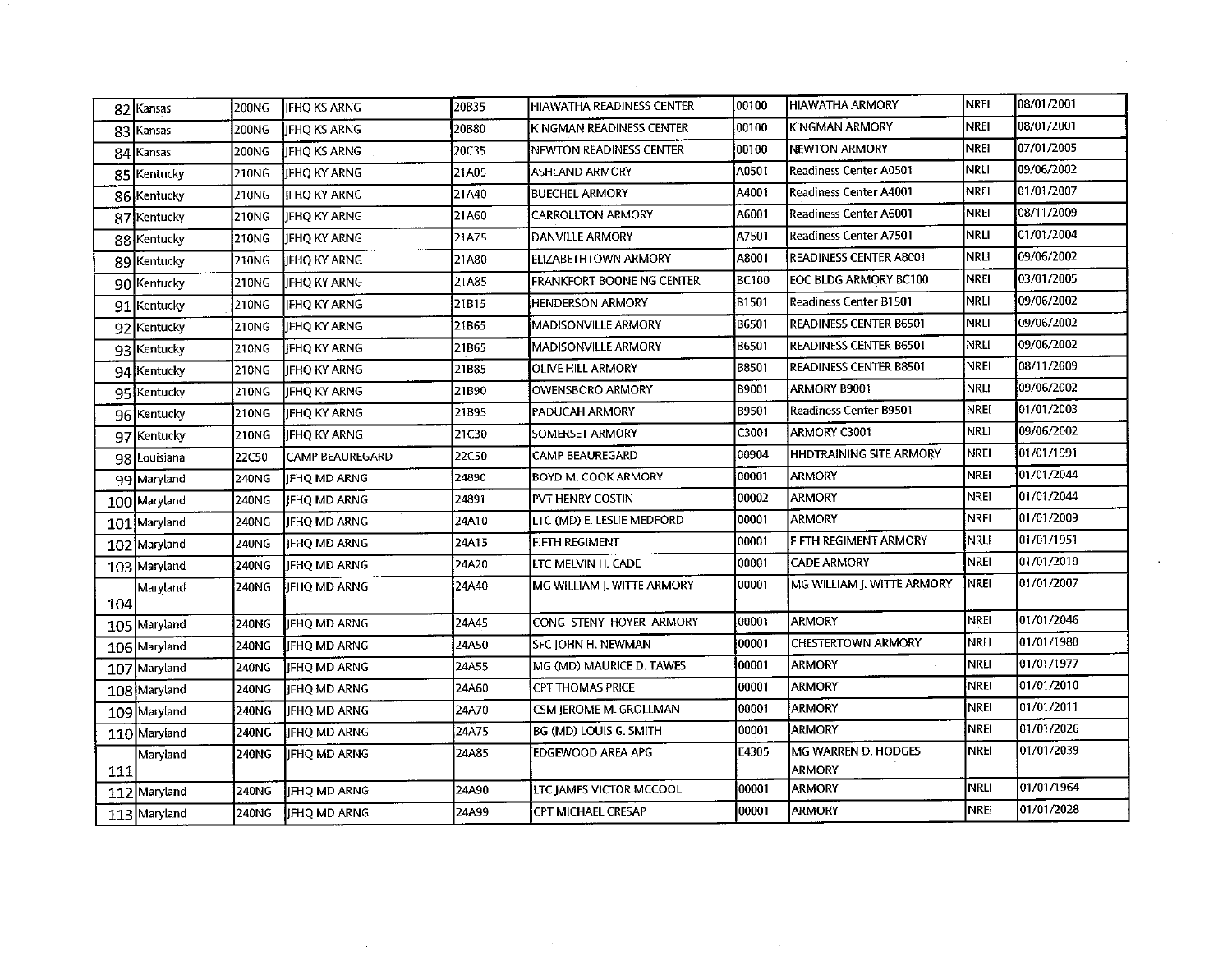| | | | | | | | | | |
|---|---|---|---|---|---|---|---|---|---|
| 82 | Kansas | 200NG | JFHQ KS ARNG | 20B35 | HIAWATHA READINESS CENTER | 00100 | HIAWATHA ARMORY | NREI | 08/01/2001 |
| 83 | Kansas | 200NG | JFHQ KS ARNG | 20B80 | KINGMAN READINESS CENTER | 00100 | KINGMAN ARMORY | NREI | 08/01/2001 |
| 84 | Kansas | 200NG | JFHQ KS ARNG | 20C35 | NEWTON READINESS CENTER | 00100 | NEWTON ARMORY | NREI | 07/01/2005 |
| 85 | Kentucky | 210NG | JFHQ KY ARNG | 21A05 | ASHLAND ARMORY | A0501 | Readiness Center A0501 | NRLI | 09/06/2002 |
| 86 | Kentucky | 210NG | JFHQ KY ARNG | 21A40 | BUECHEL ARMORY | A4001 | Readiness Center A4001 | NREI | 01/01/2007 |
| 87 | Kentucky | 210NG | JFHQ KY ARNG | 21A60 | CARROLLTON ARMORY | A6001 | Readiness Center A6001 | NREI | 08/11/2009 |
| 88 | Kentucky | 210NG | JFHQ KY ARNG | 21A75 | DANVILLE ARMORY | A7501 | Readiness Center A7501 | NRLI | 01/01/2004 |
| 89 | Kentucky | 210NG | JFHQ KY ARNG | 21A80 | ELIZABETHTOWN ARMORY | A8001 | READINESS CENTER A8001 | NRLI | 09/06/2002 |
| 90 | Kentucky | 210NG | JFHQ KY ARNG | 21A85 | FRANKFORT BOONE NG CENTER | BC100 | EOC BLDG ARMORY BC100 | NREI | 03/01/2005 |
| 91 | Kentucky | 210NG | JFHQ KY ARNG | 21B15 | HENDERSON ARMORY | B1501 | Readiness Center B1501 | NRLI | 09/06/2002 |
| 92 | Kentucky | 210NG | JFHQ KY ARNG | 21B65 | MADISONVILLE ARMORY | B6501 | READINESS CENTER B6501 | NRLI | 09/06/2002 |
| 93 | Kentucky | 210NG | JFHQ KY ARNG | 21B65 | MADISONVILLE ARMORY | B6501 | READINESS CENTER B6501 | NRLI | 09/06/2002 |
| 94 | Kentucky | 210NG | JFHQ KY ARNG | 21B85 | OLIVE HILL ARMORY | B8501 | READINESS CENTER B8501 | NREI | 08/11/2009 |
| 95 | Kentucky | 210NG | JFHQ KY ARNG | 21B90 | OWENSBORO ARMORY | B9001 | ARMORY B9001 | NRLI | 09/06/2002 |
| 96 | Kentucky | 210NG | JFHQ KY ARNG | 21B95 | PADUCAH ARMORY | B9501 | Readiness Center B9501 | NREI | 01/01/2003 |
| 97 | Kentucky | 210NG | JFHQ KY ARNG | 21C30 | SOMERSET ARMORY | C3001 | ARMORY C3001 | NRLI | 09/06/2002 |
| 98 | Louisiana | 22C50 | CAMP BEAUREGARD | 22C50 | CAMP BEAUREGARD | 00904 | HHDTRAINING SITE ARMORY | NREI | 01/01/1991 |
| 99 | Maryland | 240NG | JFHQ MD ARNG | 24890 | BOYD M. COOK ARMORY | 00001 | ARMORY | NREI | 01/01/2044 |
| 100 | Maryland | 240NG | JFHQ MD ARNG | 24891 | PVT HENRY COSTIN | 00002 | ARMORY | NREI | 01/01/2044 |
| 101 | Maryland | 240NG | JFHQ MD ARNG | 24A10 | LTC (MD) E. LESLIE MEDFORD | 00001 | ARMORY | NREI | 01/01/2009 |
| 102 | Maryland | 240NG | JFHQ MD ARNG | 24A15 | FIFTH REGIMENT | 00001 | FIFTH REGIMENT ARMORY | NRLI | 01/01/1951 |
| 103 | Maryland | 240NG | JFHQ MD ARNG | 24A20 | LTC MELVIN H. CADE | 00001 | CADE ARMORY | NREI | 01/01/2010 |
| 104 | Maryland | 240NG | JFHQ MD ARNG | 24A40 | MG WILLIAM J. WITTE ARMORY | 00001 | MG WILLIAM J. WITTE ARMORY | NREI | 01/01/2007 |
| 105 | Maryland | 240NG | JFHQ MD ARNG | 24A45 | CONG STENY HOYER ARMORY | 00001 | ARMORY | NREI | 01/01/2046 |
| 106 | Maryland | 240NG | JFHQ MD ARNG | 24A50 | SFC JOHN H. NEWMAN | 00001 | CHESTERTOWN ARMORY | NRLI | 01/01/1980 |
| 107 | Maryland | 240NG | JFHQ MD ARNG | 24A55 | MG (MD) MAURICE D. TAWES | 00001 | ARMORY | NRLI | 01/01/1977 |
| 108 | Maryland | 240NG | JFHQ MD ARNG | 24A60 | CPT THOMAS PRICE | 00001 | ARMORY | NREI | 01/01/2010 |
| 109 | Maryland | 240NG | JFHQ MD ARNG | 24A70 | CSM JEROME M. GROLLMAN | 00001 | ARMORY | NREI | 01/01/2011 |
| 110 | Maryland | 240NG | JFHQ MD ARNG | 24A75 | BG (MD) LOUIS G. SMITH | 00001 | ARMORY | NREI | 01/01/2026 |
| 111 | Maryland | 240NG | JFHQ MD ARNG | 24A85 | EDGEWOOD AREA APG | E4305 | MG WARREN D. HODGES ARMORY | NREI | 01/01/2039 |
| 112 | Maryland | 240NG | JFHQ MD ARNG | 24A90 | LTC JAMES VICTOR MCCOOL | 00001 | ARMORY | NRLI | 01/01/1964 |
| 113 | Maryland | 240NG | JFHQ MD ARNG | 24A99 | CPT MICHAEL CRESAP | 00001 | ARMORY | NREI | 01/01/2028 |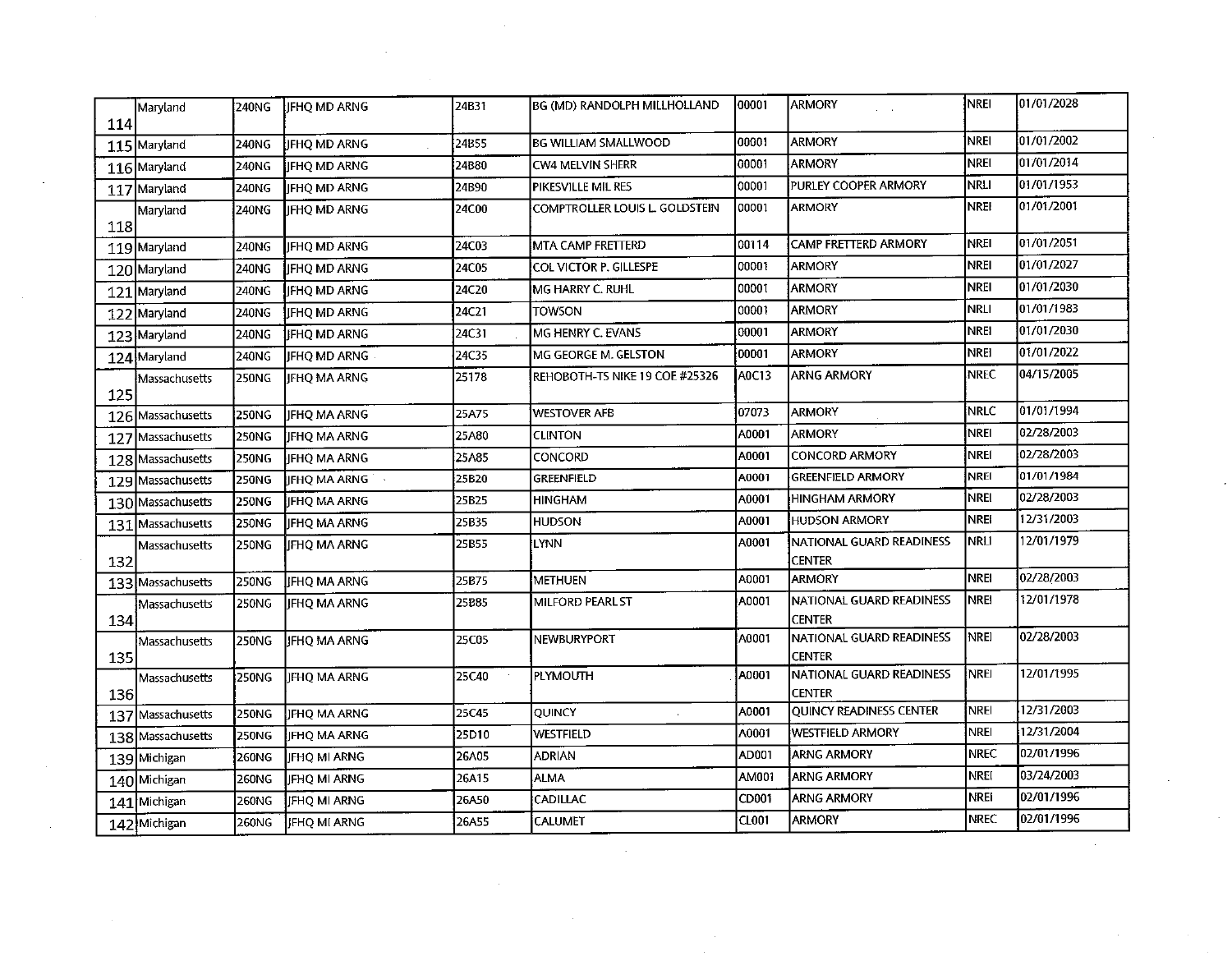| | | | | | | | | | |
|---|---|---|---|---|---|---|---|---|---|
| 114 | Maryland | 240NG | JFHQ MD ARNG | 24B31 | BG (MD) RANDOLPH MILLHOLLAND | 00001 | ARMORY | NREI | 01/01/2028 |
| 115 | Maryland | 240NG | JFHQ MD ARNG | 24B55 | BG WILLIAM SMALLWOOD | 00001 | ARMORY | NREI | 01/01/2002 |
| 116 | Maryland | 240NG | JFHQ MD ARNG | 24B80 | CW4 MELVIN SHERR | 00001 | ARMORY | NREI | 01/01/2014 |
| 117 | Maryland | 240NG | JFHQ MD ARNG | 24B90 | PIKESVILLE MIL RES | 00001 | PURLEY COOPER ARMORY | NRLI | 01/01/1953 |
| 118 | Maryland | 240NG | JFHQ MD ARNG | 24C00 | COMPTROLLER LOUIS L. GOLDSTEIN | 00001 | ARMORY | NREI | 01/01/2001 |
| 119 | Maryland | 240NG | JFHQ MD ARNG | 24C03 | MTA CAMP FRETTERD | 00114 | CAMP FRETTERD ARMORY | NREI | 01/01/2051 |
| 120 | Maryland | 240NG | JFHQ MD ARNG | 24C05 | COL VICTOR P. GILLESPE | 00001 | ARMORY | NREI | 01/01/2027 |
| 121 | Maryland | 240NG | JFHQ MD ARNG | 24C20 | MG HARRY C. RUHL | 00001 | ARMORY | NREI | 01/01/2030 |
| 122 | Maryland | 240NG | JFHQ MD ARNG | 24C21 | TOWSON | 00001 | ARMORY | NRLI | 01/01/1983 |
| 123 | Maryland | 240NG | JFHQ MD ARNG | 24C31 | MG HENRY C. EVANS | 00001 | ARMORY | NREI | 01/01/2030 |
| 124 | Maryland | 240NG | JFHQ MD ARNG | 24C35 | MG GEORGE M. GELSTON | 00001 | ARMORY | NREI | 01/01/2022 |
| 125 | Massachusetts | 250NG | JFHQ MA ARNG | 25178 | REHOBOTH-TS NIKE 19 COE #25326 | A0C13 | ARNG ARMORY | NREC | 04/15/2005 |
| 126 | Massachusetts | 250NG | JFHQ MA ARNG | 25A75 | WESTOVER AFB | 07073 | ARMORY | NRLC | 01/01/1994 |
| 127 | Massachusetts | 250NG | JFHQ MA ARNG | 25A80 | CLINTON | A0001 | ARMORY | NREI | 02/28/2003 |
| 128 | Massachusetts | 250NG | JFHQ MA ARNG | 25A85 | CONCORD | A0001 | CONCORD ARMORY | NREI | 02/28/2003 |
| 129 | Massachusetts | 250NG | JFHQ MA ARNG | 25B20 | GREENFIELD | A0001 | GREENFIELD ARMORY | NREI | 01/01/1984 |
| 130 | Massachusetts | 250NG | JFHQ MA ARNG | 25B25 | HINGHAM | A0001 | HINGHAM ARMORY | NREI | 02/28/2003 |
| 131 | Massachusetts | 250NG | JFHQ MA ARNG | 25B35 | HUDSON | A0001 | HUDSON ARMORY | NREI | 12/31/2003 |
| 132 | Massachusetts | 250NG | JFHQ MA ARNG | 25B55 | LYNN | A0001 | NATIONAL GUARD READINESS CENTER | NRLI | 12/01/1979 |
| 133 | Massachusetts | 250NG | JFHQ MA ARNG | 25B75 | METHUEN | A0001 | ARMORY | NREI | 02/28/2003 |
| 134 | Massachusetts | 250NG | JFHQ MA ARNG | 25B85 | MILFORD PEARL ST | A0001 | NATIONAL GUARD READINESS CENTER | NREI | 12/01/1978 |
| 135 | Massachusetts | 250NG | JFHQ MA ARNG | 25C05 | NEWBURYPORT | A0001 | NATIONAL GUARD READINESS CENTER | NREI | 02/28/2003 |
| 136 | Massachusetts | 250NG | JFHQ MA ARNG | 25C40 | PLYMOUTH | A0001 | NATIONAL GUARD READINESS CENTER | NREI | 12/01/1995 |
| 137 | Massachusetts | 250NG | JFHQ MA ARNG | 25C45 | QUINCY | A0001 | QUINCY READINESS CENTER | NREI | 12/31/2003 |
| 138 | Massachusetts | 250NG | JFHQ MA ARNG | 25D10 | WESTFIELD | A0001 | WESTFIELD ARMORY | NREI | 12/31/2004 |
| 139 | Michigan | 260NG | JFHQ MI ARNG | 26A05 | ADRIAN | AD001 | ARNG ARMORY | NREC | 02/01/1996 |
| 140 | Michigan | 260NG | JFHQ MI ARNG | 26A15 | ALMA | AM001 | ARNG ARMORY | NREI | 03/24/2003 |
| 141 | Michigan | 260NG | JFHQ MI ARNG | 26A50 | CADILLAC | CD001 | ARNG ARMORY | NREI | 02/01/1996 |
| 142 | Michigan | 260NG | JFHQ MI ARNG | 26A55 | CALUMET | CL001 | ARMORY | NREC | 02/01/1996 |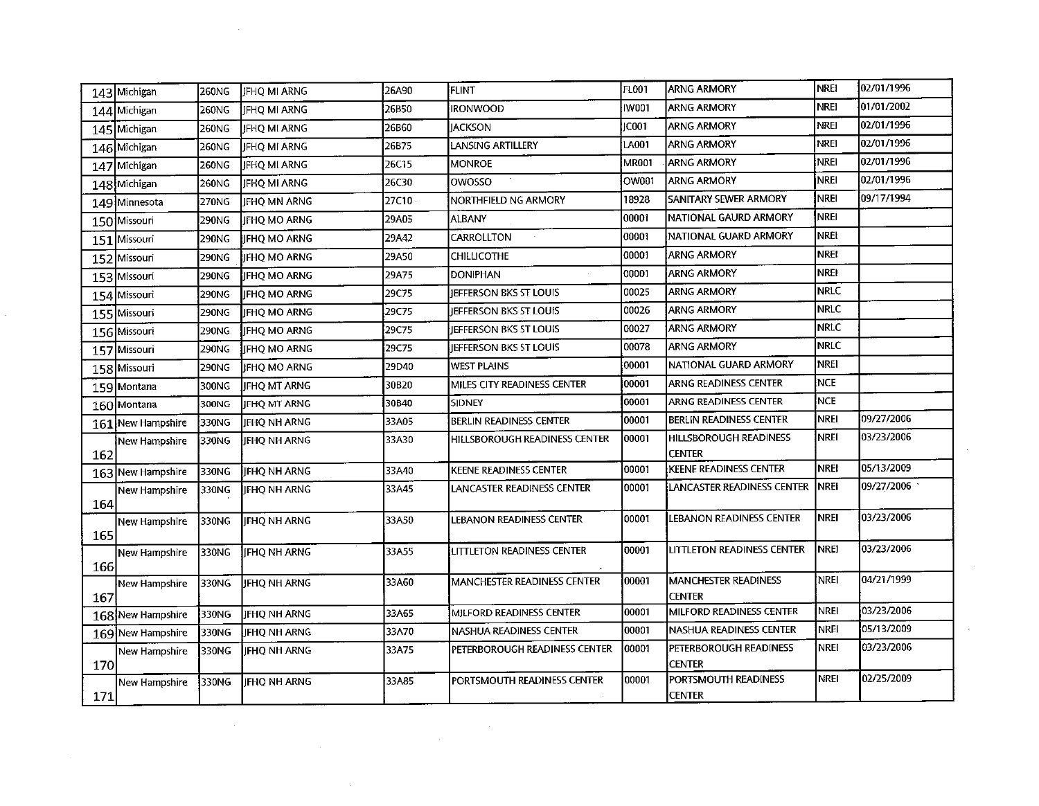| 143 | Michigan | 260NG | JFHQ MI ARNG | 26A90 | FLINT | FL001 | ARNG ARMORY | NREI | 02/01/1996 |
|---|---|---|---|---|---|---|---|---|---|
| 144 | Michigan | 260NG | JFHQ MI ARNG | 26B50 | IRONWOOD | IW001 | ARNG ARMORY | NREI | 01/01/2002 |
| 145 | Michigan | 260NG | JFHQ MI ARNG | 26B60 | JACKSON | JC001 | ARNG ARMORY | NREI | 02/01/1996 |
| 146 | Michigan | 260NG | JFHQ MI ARNG | 26B75 | LANSING ARTILLERY | LA001 | ARNG ARMORY | NREI | 02/01/1996 |
| 147 | Michigan | 260NG | JFHQ MI ARNG | 26C15 | MONROE | MR001 | ARNG ARMORY | NREI | 02/01/1996 |
| 148 | Michigan | 260NG | JFHQ MI ARNG | 26C30 | OWOSSO | OW001 | ARNG ARMORY | NREI | 02/01/1996 |
| 149 | Minnesota | 270NG | JFHQ MN ARNG | 27C10 | NORTHFIELD NG ARMORY | 18928 | SANITARY SEWER ARMORY | NREI | 09/17/1994 |
| 150 | Missouri | 290NG | JFHQ MO ARNG | 29A05 | ALBANY | 00001 | NATIONAL GAURD ARMORY | NREI | |
| 151 | Missouri | 290NG | JFHQ MO ARNG | 29A42 | CARROLLTON | 00001 | NATIONAL GUARD ARMORY | NREI | |
| 152 | Missouri | 290NG | JFHQ MO ARNG | 29A50 | CHILLICOTHE | 00001 | ARNG ARMORY | NREI | |
| 153 | Missouri | 290NG | JFHQ MO ARNG | 29A75 | DONIPHAN | 00001 | ARNG ARMORY | NREI | |
| 154 | Missouri | 290NG | JFHQ MO ARNG | 29C75 | JEFFERSON BKS ST LOUIS | 00025 | ARNG ARMORY | NRLC | |
| 155 | Missouri | 290NG | JFHQ MO ARNG | 29C75 | JEFFERSON BKS ST LOUIS | 00026 | ARNG ARMORY | NRLC | |
| 156 | Missouri | 290NG | JFHQ MO ARNG | 29C75 | JEFFERSON BKS ST LOUIS | 00027 | ARNG ARMORY | NRLC | |
| 157 | Missouri | 290NG | JFHQ MO ARNG | 29C75 | JEFFERSON BKS ST LOUIS | 00078 | ARNG ARMORY | NRLC | |
| 158 | Missouri | 290NG | JFHQ MO ARNG | 29D40 | WEST PLAINS | 00001 | NATIONAL GUARD ARMORY | NREI | |
| 159 | Montana | 300NG | JFHQ MT ARNG | 30B20 | MILES CITY READINESS CENTER | 00001 | ARNG READINESS CENTER | NCE | |
| 160 | Montana | 300NG | JFHQ MT ARNG | 30B40 | SIDNEY | 00001 | ARNG READINESS CENTER | NCE | |
| 161 | New Hampshire | 330NG | JFHQ NH ARNG | 33A05 | BERLIN READINESS CENTER | 00001 | BERLIN READINESS CENTER | NREI | 09/27/2006 |
| 162 | New Hampshire | 330NG | JFHQ NH ARNG | 33A30 | HILLSBOROUGH READINESS CENTER | 00001 | HILLSBOROUGH READINESS CENTER | NREI | 03/23/2006 |
| 163 | New Hampshire | 330NG | JFHQ NH ARNG | 33A40 | KEENE READINESS CENTER | 00001 | KEENE READINESS CENTER | NREI | 05/13/2009 |
| 164 | New Hampshire | 330NG | JFHQ NH ARNG | 33A45 | LANCASTER READINESS CENTER | 00001 | LANCASTER READINESS CENTER | NREI | 09/27/2006 |
| 165 | New Hampshire | 330NG | JFHQ NH ARNG | 33A50 | LEBANON READINESS CENTER | 00001 | LEBANON READINESS CENTER | NREI | 03/23/2006 |
| 166 | New Hampshire | 330NG | JFHQ NH ARNG | 33A55 | LITTLETON READINESS CENTER | 00001 | LITTLETON READINESS CENTER | NREI | 03/23/2006 |
| 167 | New Hampshire | 330NG | JFHQ NH ARNG | 33A60 | MANCHESTER READINESS CENTER | 00001 | MANCHESTER READINESS CENTER | NREI | 04/21/1999 |
| 168 | New Hampshire | 330NG | JFHQ NH ARNG | 33A65 | MILFORD READINESS CENTER | 00001 | MILFORD READINESS CENTER | NREI | 03/23/2006 |
| 169 | New Hampshire | 330NG | JFHQ NH ARNG | 33A70 | NASHUA READINESS CENTER | 00001 | NASHUA READINESS CENTER | NREI | 05/13/2009 |
| 170 | New Hampshire | 330NG | JFHQ NH ARNG | 33A75 | PETERBOROUGH READINESS CENTER | 00001 | PETERBOROUGH READINESS CENTER | NREI | 03/23/2006 |
| 171 | New Hampshire | 330NG | JFHQ NH ARNG | 33A85 | PORTSMOUTH READINESS CENTER | 00001 | PORTSMOUTH READINESS CENTER | NREI | 02/25/2009 |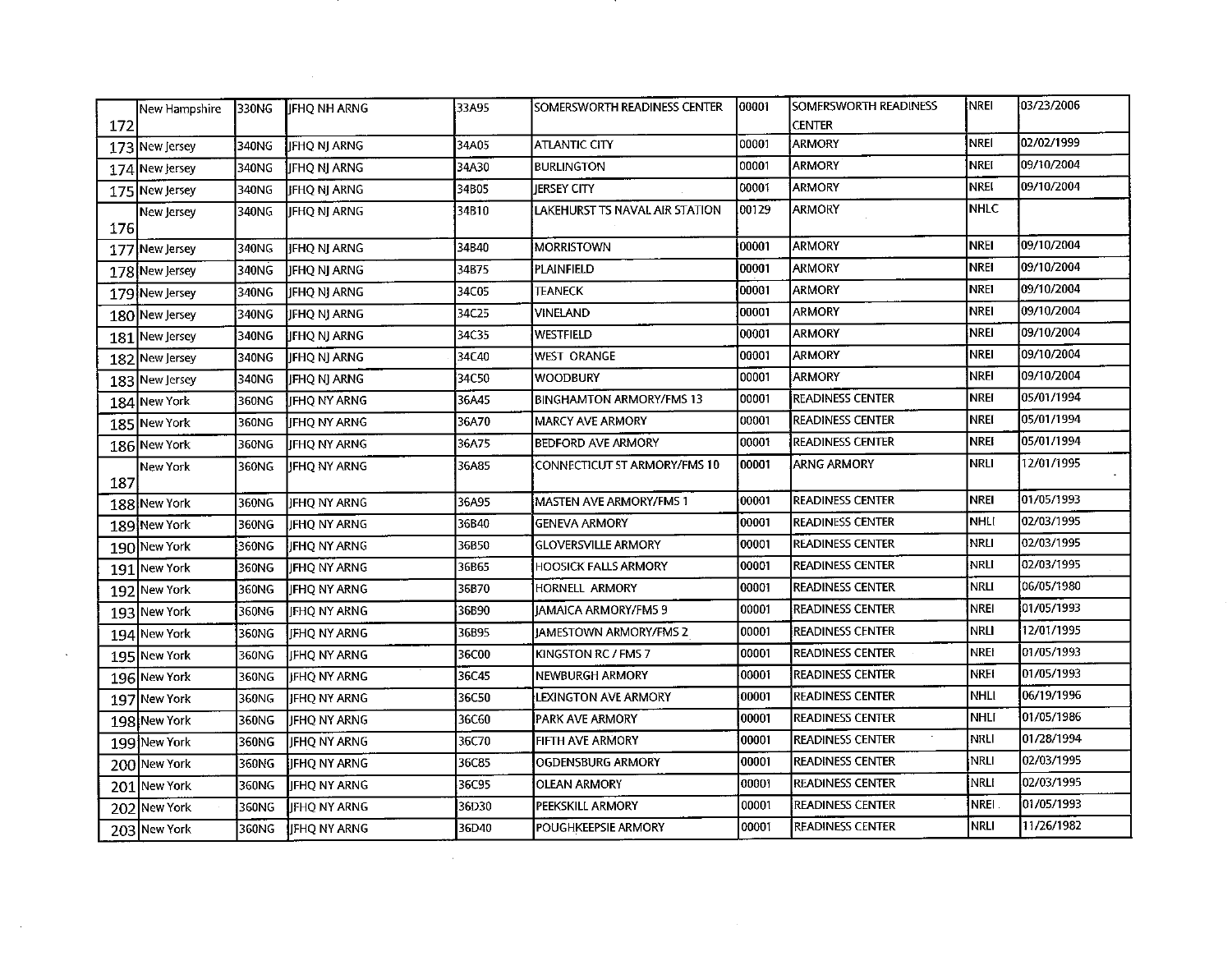| | | | | | | | | | |
|---|---|---|---|---|---|---|---|---|---|
| 172 | New Hampshire | 330NG | JFHQ NH ARNG | 33A95 | SOMERSWORTH READINESS CENTER | 00001 | SOMERSWORTH READINESS CENTER | NREI | 03/23/2006 |
| 173 | New Jersey | 340NG | JFHQ NJ ARNG | 34A05 | ATLANTIC CITY | 00001 | ARMORY | NREI | 02/02/1999 |
| 174 | New Jersey | 340NG | JFHQ NJ ARNG | 34A30 | BURLINGTON | 00001 | ARMORY | NREI | 09/10/2004 |
| 175 | New Jersey | 340NG | JFHQ NJ ARNG | 34B05 | JERSEY CITY | 00001 | ARMORY | NREI | 09/10/2004 |
| 176 | New Jersey | 340NG | JFHQ NJ ARNG | 34B10 | LAKEHURST TS NAVAL AIR STATION | 00129 | ARMORY | NHLC | |
| 177 | New Jersey | 340NG | JFHQ NJ ARNG | 34B40 | MORRISTOWN | 00001 | ARMORY | NREI | 09/10/2004 |
| 178 | New Jersey | 340NG | JFHQ NJ ARNG | 34B75 | PLAINFIELD | 00001 | ARMORY | NREI | 09/10/2004 |
| 179 | New Jersey | 340NG | JFHQ NJ ARNG | 34C05 | TEANECK | 00001 | ARMORY | NREI | 09/10/2004 |
| 180 | New Jersey | 340NG | JFHQ NJ ARNG | 34C25 | VINELAND | 00001 | ARMORY | NREI | 09/10/2004 |
| 181 | New Jersey | 340NG | JFHQ NJ ARNG | 34C35 | WESTFIELD | 00001 | ARMORY | NREI | 09/10/2004 |
| 182 | New Jersey | 340NG | JFHQ NJ ARNG | 34C40 | WEST ORANGE | 00001 | ARMORY | NREI | 09/10/2004 |
| 183 | New Jersey | 340NG | JFHQ NJ ARNG | 34C50 | WOODBURY | 00001 | ARMORY | NREI | 09/10/2004 |
| 184 | New York | 360NG | JFHQ NY ARNG | 36A45 | BINGHAMTON ARMORY/FMS 13 | 00001 | READINESS CENTER | NREI | 05/01/1994 |
| 185 | New York | 360NG | JFHQ NY ARNG | 36A70 | MARCY AVE ARMORY | 00001 | READINESS CENTER | NREI | 05/01/1994 |
| 186 | New York | 360NG | JFHQ NY ARNG | 36A75 | BEDFORD AVE ARMORY | 00001 | READINESS CENTER | NREI | 05/01/1994 |
| 187 | New York | 360NG | JFHQ NY ARNG | 36A85 | CONNECTICUT ST ARMORY/FMS 10 | 00001 | ARNG ARMORY | NRLI | 12/01/1995 |
| 188 | New York | 360NG | JFHQ NY ARNG | 36A95 | MASTEN AVE ARMORY/FMS 1 | 00001 | READINESS CENTER | NREI | 01/05/1993 |
| 189 | New York | 360NG | JFHQ NY ARNG | 36B40 | GENEVA ARMORY | 00001 | READINESS CENTER | NHLI | 02/03/1995 |
| 190 | New York | 360NG | JFHQ NY ARNG | 36B50 | GLOVERSVILLE ARMORY | 00001 | READINESS CENTER | NRLI | 02/03/1995 |
| 191 | New York | 360NG | JFHQ NY ARNG | 36B65 | HOOSICK FALLS ARMORY | 00001 | READINESS CENTER | NRLI | 02/03/1995 |
| 192 | New York | 360NG | JFHQ NY ARNG | 36B70 | HORNELL ARMORY | 00001 | READINESS CENTER | NRLI | 06/05/1980 |
| 193 | New York | 360NG | JFHQ NY ARNG | 36B90 | JAMAICA ARMORY/FMS 9 | 00001 | READINESS CENTER | NREI | 01/05/1993 |
| 194 | New York | 360NG | JFHQ NY ARNG | 36B95 | JAMESTOWN ARMORY/FMS 2 | 00001 | READINESS CENTER | NRLI | 12/01/1995 |
| 195 | New York | 360NG | JFHQ NY ARNG | 36C00 | KINGSTON RC / FMS 7 | 00001 | READINESS CENTER | NREI | 01/05/1993 |
| 196 | New York | 360NG | JFHQ NY ARNG | 36C45 | NEWBURGH ARMORY | 00001 | READINESS CENTER | NREI | 01/05/1993 |
| 197 | New York | 360NG | JFHQ NY ARNG | 36C50 | LEXINGTON AVE ARMORY | 00001 | READINESS CENTER | NHLI | 06/19/1996 |
| 198 | New York | 360NG | JFHQ NY ARNG | 36C60 | PARK AVE ARMORY | 00001 | READINESS CENTER | NHLI | 01/05/1986 |
| 199 | New York | 360NG | JFHQ NY ARNG | 36C70 | FIFTH AVE ARMORY | 00001 | READINESS CENTER | NRLI | 01/28/1994 |
| 200 | New York | 360NG | JFHQ NY ARNG | 36C85 | OGDENSBURG ARMORY | 00001 | READINESS CENTER | NRLI | 02/03/1995 |
| 201 | New York | 360NG | JFHQ NY ARNG | 36C95 | OLEAN ARMORY | 00001 | READINESS CENTER | NRLI | 02/03/1995 |
| 202 | New York | 360NG | JFHQ NY ARNG | 36D30 | PEEKSKILL ARMORY | 00001 | READINESS CENTER | NREI | 01/05/1993 |
| 203 | New York | 360NG | JFHQ NY ARNG | 36D40 | POUGHKEEPSIE ARMORY | 00001 | READINESS CENTER | NRLI | 11/26/1982 |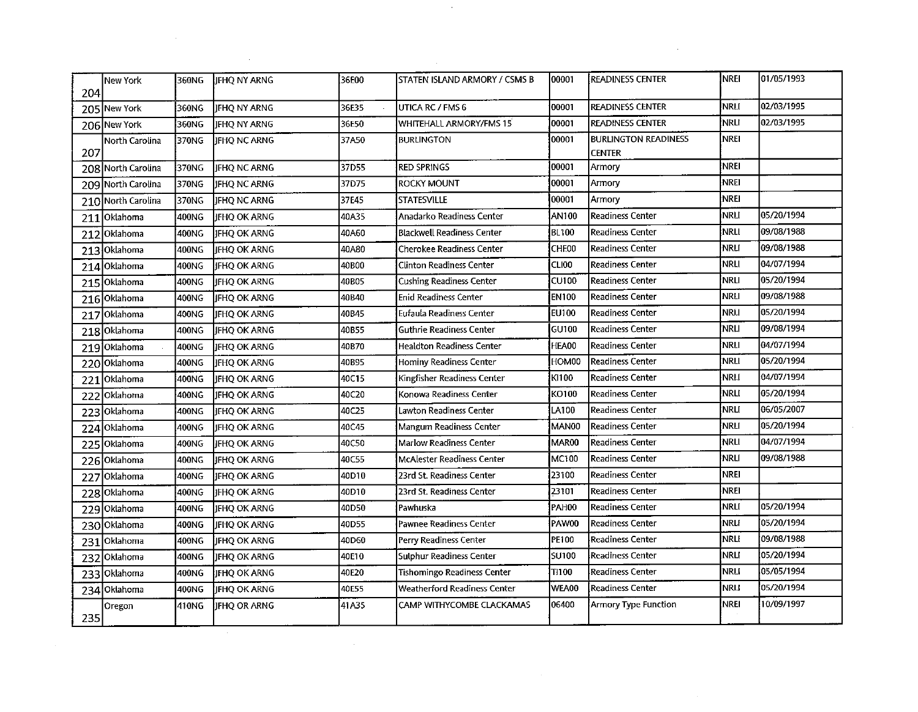| | | | | | | | | | |
|---|---|---|---|---|---|---|---|---|---|
| 204 | New York | 360NG | JFHQ NY ARNG | 36E00 | STATEN ISLAND ARMORY / CSMS B | 00001 | READINESS CENTER | NREI | 01/05/1993 |
| 205 | New York | 360NG | JFHQ NY ARNG | 36E35 | UTICA RC / FMS 6 | 00001 | READINESS CENTER | NRLI | 02/03/1995 |
| 206 | New York | 360NG | JFHQ NY ARNG | 36F50 | WHITEHALL ARMORY/FMS 15 | 00001 | READINESS CENTER | NRLI | 02/03/1995 |
| 207 | North Carolina | 370NG | JFHQ NC ARNG | 37A50 | BURLINGTON | 00001 | BURLINGTON READINESS CENTER | NREI | |
| 208 | North Carolina | 370NG | JFHQ NC ARNG | 37D55 | RED SPRINGS | 00001 | Armory | NREI | |
| 209 | North Carolina | 370NG | JFHQ NC ARNG | 37D75 | ROCKY MOUNT | 00001 | Armory | NREI | |
| 210 | North Carolina | 370NG | JFHQ NC ARNG | 37E45 | STATESVILLE | 00001 | Armory | NREI | |
| 211 | Oklahoma | 400NG | JFHQ OK ARNG | 40A35 | Anadarko Readiness Center | AN100 | Readiness Center | NRLI | 05/20/1994 |
| 212 | Oklahoma | 400NG | JFHQ OK ARNG | 40A60 | Blackwell Readiness Center | BL100 | Readiness Center | NRLI | 09/08/1988 |
| 213 | Oklahoma | 400NG | JFHQ OK ARNG | 40A80 | Cherokee Readiness Center | CHE00 | Readiness Center | NRLI | 09/08/1988 |
| 214 | Oklahoma | 400NG | JFHQ OK ARNG | 40B00 | Clinton Readiness Center | CLI00 | Readiness Center | NRLI | 04/07/1994 |
| 215 | Oklahoma | 400NG | JFHQ OK ARNG | 40B05 | Cushing Readiness Center | CU100 | Readiness Center | NRLI | 05/20/1994 |
| 216 | Oklahoma | 400NG | JFHQ OK ARNG | 40B40 | Enid Readiness Center | EN100 | Readiness Center | NRLI | 09/08/1988 |
| 217 | Oklahoma | 400NG | JFHQ OK ARNG | 40B45 | Eufaula Readiness Center | EU100 | Readiness Center | NRLI | 05/20/1994 |
| 218 | Oklahoma | 400NG | JFHQ OK ARNG | 40B55 | Guthrie Readiness Center | GU100 | Readiness Center | NRLI | 09/08/1994 |
| 219 | Oklahoma | 400NG | JFHQ OK ARNG | 40B70 | Healdton Readiness Center | HEA00 | Readiness Center | NRLI | 04/07/1994 |
| 220 | Oklahoma | 400NG | JFHQ OK ARNG | 40B95 | Hominy Readiness Center | HOM00 | Readiness Center | NRLI | 05/20/1994 |
| 221 | Oklahoma | 400NG | JFHQ OK ARNG | 40C15 | Kingfisher Readiness Center | KI100 | Readiness Center | NRLI | 04/07/1994 |
| 222 | Oklahoma | 400NG | JFHQ OK ARNG | 40C20 | Konowa Readiness Center | KO100 | Readiness Center | NRLI | 05/20/1994 |
| 223 | Oklahoma | 400NG | JFHQ OK ARNG | 40C25 | Lawton Readiness Center | LA100 | Readiness Center | NRLI | 06/05/2007 |
| 224 | Oklahoma | 400NG | JFHQ OK ARNG | 40C45 | Mangum Readiness Center | MAN00 | Readiness Center | NRLI | 05/20/1994 |
| 225 | Oklahoma | 400NG | JFHQ OK ARNG | 40C50 | Marlow Readiness Center | MAR00 | Readiness Center | NRLI | 04/07/1994 |
| 226 | Oklahoma | 400NG | JFHQ OK ARNG | 40C55 | McAlester Readiness Center | MC100 | Readiness Center | NRLI | 09/08/1988 |
| 227 | Oklahoma | 400NG | JFHQ OK ARNG | 40D10 | 23rd St. Readiness Center | 23100 | Readiness Center | NREI | |
| 228 | Oklahoma | 400NG | JFHQ OK ARNG | 40D10 | 23rd St. Readiness Center | 23101 | Readiness Center | NREI | |
| 229 | Oklahoma | 400NG | JFHQ OK ARNG | 40D50 | Pawhuska | PAH00 | Readiness Center | NRLI | 05/20/1994 |
| 230 | Oklahoma | 400NG | JFHQ OK ARNG | 40D55 | Pawnee Readiness Center | PAW00 | Readiness Center | NRLI | 05/20/1994 |
| 231 | Oklahoma | 400NG | JFHQ OK ARNG | 40D60 | Perry Readiness Center | PE100 | Readiness Center | NRLI | 09/08/1988 |
| 232 | Oklahoma | 400NG | JFHQ OK ARNG | 40E10 | Sulphur Readiness Center | SU100 | Readiness Center | NRLI | 05/20/1994 |
| 233 | Oklahoma | 400NG | JFHQ OK ARNG | 40E20 | Tishomingo Readiness Center | TI100 | Readiness Center | NRLI | 05/05/1994 |
| 234 | Oklahoma | 400NG | JFHQ OK ARNG | 40E55 | Weatherford Readiness Center | WEA00 | Readiness Center | NRLI | 05/20/1994 |
| 235 | Oregon | 410NG | JFHQ OR ARNG | 41A35 | CAMP WITHYCOMBE CLACKAMAS | 06400 | Armory Type Function | NREI | 10/09/1997 |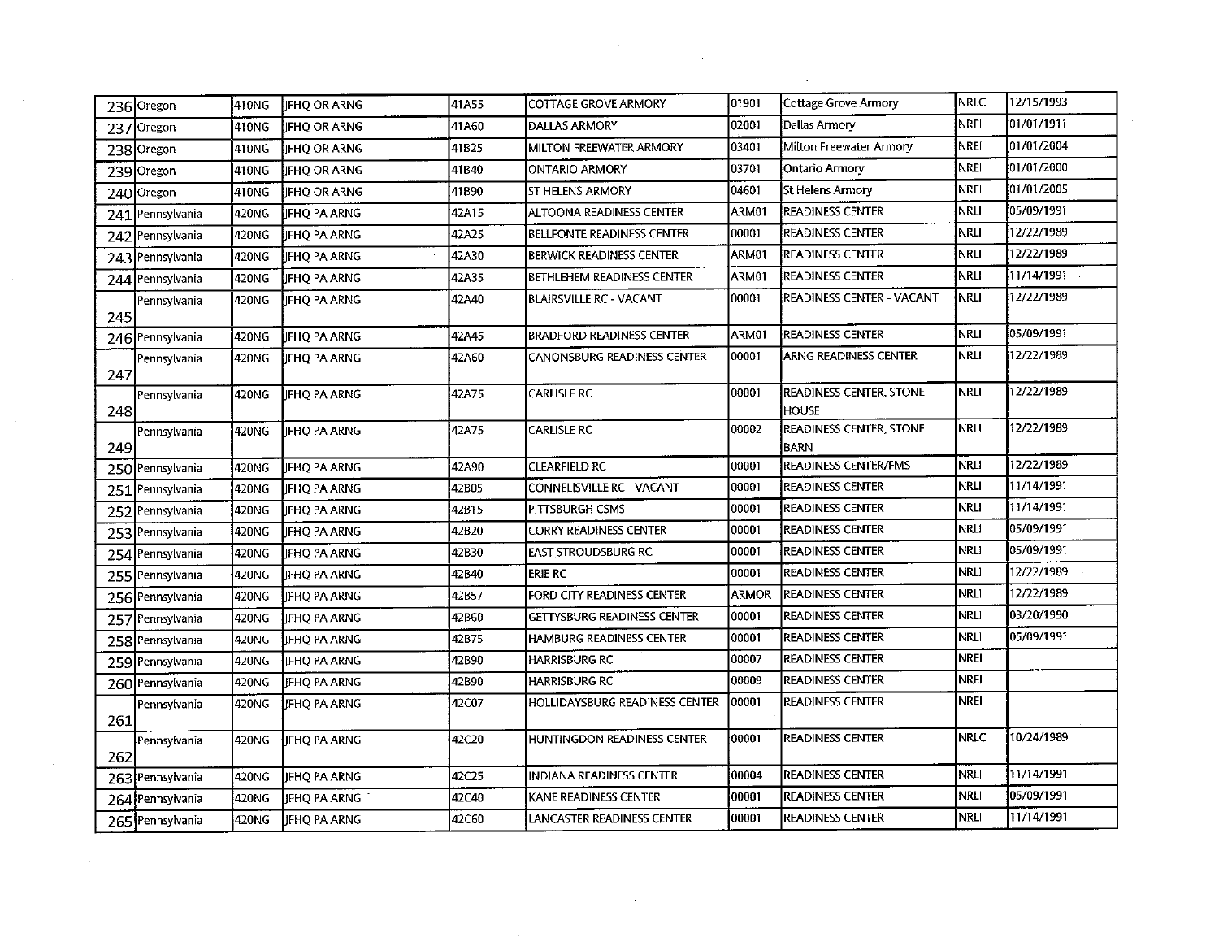| | | | | | | | | | |
|---|---|---|---|---|---|---|---|---|---|
| 236 | Oregon | 410NG | JFHQ OR ARNG | 41A55 | COTTAGE GROVE ARMORY | 01901 | Cottage Grove Armory | NRLC | 12/15/1993 |
| 237 | Oregon | 410NG | JFHQ OR ARNG | 41A60 | DALLAS ARMORY | 02001 | Dallas Armory | NREI | 01/01/1911 |
| 238 | Oregon | 410NG | JFHQ OR ARNG | 41B25 | MILTON FREEWATER ARMORY | 03401 | Milton Freewater Armory | NREI | 01/01/2004 |
| 239 | Oregon | 410NG | JFHQ OR ARNG | 41B40 | ONTARIO ARMORY | 03701 | Ontario Armory | NREI | 01/01/2000 |
| 240 | Oregon | 410NG | JFHQ OR ARNG | 41B90 | ST HELENS ARMORY | 04601 | St Helens Armory | NREI | 01/01/2005 |
| 241 | Pennsylvania | 420NG | JFHQ PA ARNG | 42A15 | ALTOONA READINESS CENTER | ARM01 | READINESS CENTER | NRLI | 05/09/1991 |
| 242 | Pennsylvania | 420NG | JFHQ PA ARNG | 42A25 | BELLFONTE READINESS CENTER | 00001 | READINESS CENTER | NRLI | 12/22/1989 |
| 243 | Pennsylvania | 420NG | JFHQ PA ARNG | 42A30 | BERWICK READINESS CENTER | ARM01 | READINESS CENTER | NRLI | 12/22/1989 |
| 244 | Pennsylvania | 420NG | JFHQ PA ARNG | 42A35 | BETHLEHEM READINESS CENTER | ARM01 | READINESS CENTER | NRLI | 11/14/1991 |
| 245 | Pennsylvania | 420NG | JFHQ PA ARNG | 42A40 | BLAIRSVILLE RC - VACANT | 00001 | READINESS CENTER - VACANT | NRLI | 12/22/1989 |
| 246 | Pennsylvania | 420NG | JFHQ PA ARNG | 42A45 | BRADFORD READINESS CENTER | ARM01 | READINESS CENTER | NRLI | 05/09/1991 |
| 247 | Pennsylvania | 420NG | JFHQ PA ARNG | 42A60 | CANONSBURG READINESS CENTER | 00001 | ARNG READINESS CENTER | NRLI | 12/22/1989 |
| 248 | Pennsylvania | 420NG | JFHQ PA ARNG | 42A75 | CARLISLE RC | 00001 | READINESS CENTER, STONE HOUSE | NRLI | 12/22/1989 |
| 249 | Pennsylvania | 420NG | JFHQ PA ARNG | 42A75 | CARLISLE RC | 00002 | READINESS CENTER, STONE BARN | NRLI | 12/22/1989 |
| 250 | Pennsylvania | 420NG | JFHQ PA ARNG | 42A90 | CLEARFIELD RC | 00001 | READINESS CENTER/FMS | NRLI | 12/22/1989 |
| 251 | Pennsylvania | 420NG | JFHQ PA ARNG | 42B05 | CONNELISVILLE RC - VACANT | 00001 | READINESS CENTER | NRLI | 11/14/1991 |
| 252 | Pennsylvania | 420NG | JFHQ PA ARNG | 42B15 | PITTSBURGH CSMS | 00001 | READINESS CENTER | NRLI | 11/14/1991 |
| 253 | Pennsylvania | 420NG | JFHQ PA ARNG | 42B20 | CORRY READINESS CENTER | 00001 | READINESS CENTER | NRLI | 05/09/1991 |
| 254 | Pennsylvania | 420NG | JFHQ PA ARNG | 42B30 | EAST STROUDSBURG RC | 00001 | READINESS CENTER | NRLI | 05/09/1991 |
| 255 | Pennsylvania | 420NG | JFHQ PA ARNG | 42B40 | ERIE RC | 00001 | READINESS CENTER | NRLI | 12/22/1989 |
| 256 | Pennsylvania | 420NG | JFHQ PA ARNG | 42B57 | FORD CITY READINESS CENTER | ARMOR | READINESS CENTER | NRLI | 12/22/1989 |
| 257 | Pennsylvania | 420NG | JFHQ PA ARNG | 42B60 | GETTYSBURG READINESS CENTER | 00001 | READINESS CENTER | NRLI | 03/20/1990 |
| 258 | Pennsylvania | 420NG | JFHQ PA ARNG | 42B75 | HAMBURG READINESS CENTER | 00001 | READINESS CENTER | NRLI | 05/09/1991 |
| 259 | Pennsylvania | 420NG | JFHQ PA ARNG | 42B90 | HARRISBURG RC | 00007 | READINESS CENTER | NREI | |
| 260 | Pennsylvania | 420NG | JFHQ PA ARNG | 42B90 | HARRISBURG RC | 00009 | READINESS CENTER | NREI | |
| 261 | Pennsylvania | 420NG | JFHQ PA ARNG | 42C07 | HOLLIDAYSBURG READINESS CENTER | 00001 | READINESS CENTER | NREI | |
| 262 | Pennsylvania | 420NG | JFHQ PA ARNG | 42C20 | HUNTINGDON READINESS CENTER | 00001 | READINESS CENTER | NRLC | 10/24/1989 |
| 263 | Pennsylvania | 420NG | JFHQ PA ARNG | 42C25 | INDIANA READINESS CENTER | 00004 | READINESS CENTER | NRLI | 11/14/1991 |
| 264 | Pennsylvania | 420NG | JFHQ PA ARNG | 42C40 | KANE READINESS CENTER | 00001 | READINESS CENTER | NRLI | 05/09/1991 |
| 265 | Pennsylvania | 420NG | JFHQ PA ARNG | 42C60 | LANCASTER READINESS CENTER | 00001 | READINESS CENTER | NRLI | 11/14/1991 |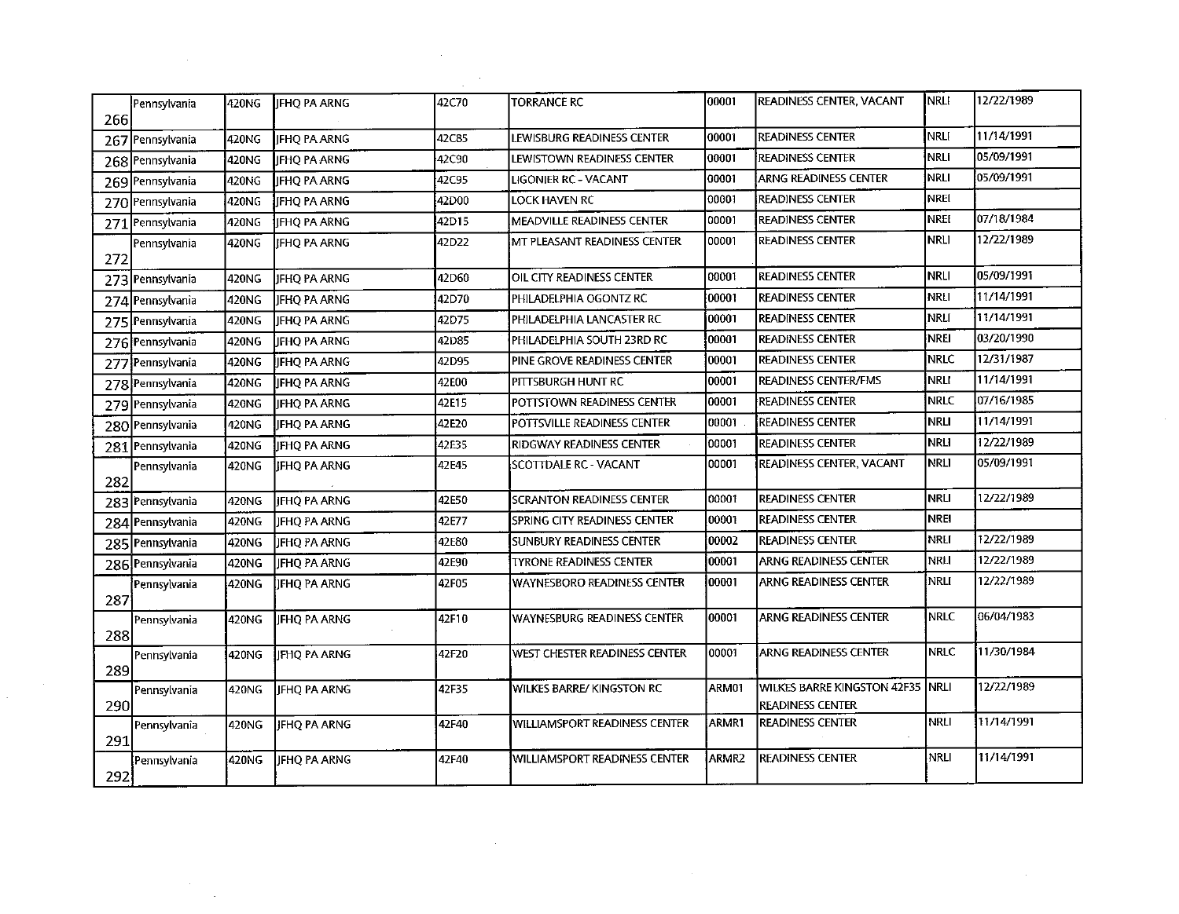| | | | | | | | | | |
|---|---|---|---|---|---|---|---|---|---|
| 266 | Pennsylvania | 420NG | JFHQ PA ARNG | 42C70 | TORRANCE RC | 00001 | READINESS CENTER, VACANT | NRLI | 12/22/1989 |
| 267 | Pennsylvania | 420NG | JFHQ PA ARNG | 42C85 | LEWISBURG READINESS CENTER | 00001 | READINESS CENTER | NRLI | 11/14/1991 |
| 268 | Pennsylvania | 420NG | JFHQ PA ARNG | 42C90 | LEWISTOWN READINESS CENTER | 00001 | READINESS CENTER | NRLI | 05/09/1991 |
| 269 | Pennsylvania | 420NG | JFHQ PA ARNG | 42C95 | LIGONIER RC - VACANT | 00001 | ARNG READINESS CENTER | NRLI | 05/09/1991 |
| 270 | Pennsylvania | 420NG | JFHQ PA ARNG | 42D00 | LOCK HAVEN RC | 00001 | READINESS CENTER | NREI | |
| 271 | Pennsylvania | 420NG | JFHQ PA ARNG | 42D15 | MEADVILLE READINESS CENTER | 00001 | READINESS CENTER | NREI | 07/18/1984 |
| 272 | Pennsylvania | 420NG | JFHQ PA ARNG | 42D22 | MT PLEASANT READINESS CENTER | 00001 | READINESS CENTER | NRLI | 12/22/1989 |
| 273 | Pennsylvania | 420NG | JFHQ PA ARNG | 42D60 | OIL CITY READINESS CENTER | 00001 | READINESS CENTER | NRLI | 05/09/1991 |
| 274 | Pennsylvania | 420NG | JFHQ PA ARNG | 42D70 | PHILADELPHIA OGONTZ RC | 00001 | READINESS CENTER | NRLI | 11/14/1991 |
| 275 | Pennsylvania | 420NG | JFHQ PA ARNG | 42D75 | PHILADELPHIA LANCASTER RC | 00001 | READINESS CENTER | NRLI | 11/14/1991 |
| 276 | Pennsylvania | 420NG | JFHQ PA ARNG | 42D85 | PHILADELPHIA SOUTH 23RD RC | 00001 | READINESS CENTER | NREI | 03/20/1990 |
| 277 | Pennsylvania | 420NG | JFHQ PA ARNG | 42D95 | PINE GROVE READINESS CENTER | 00001 | READINESS CENTER | NRLC | 12/31/1987 |
| 278 | Pennsylvania | 420NG | JFHQ PA ARNG | 42E00 | PITTSBURGH HUNT RC | 00001 | READINESS CENTER/FMS | NRLI | 11/14/1991 |
| 279 | Pennsylvania | 420NG | JFHQ PA ARNG | 42E15 | POTTSTOWN READINESS CENTER | 00001 | READINESS CENTER | NRLC | 07/16/1985 |
| 280 | Pennsylvania | 420NG | JFHQ PA ARNG | 42E20 | POTTSVILLE READINESS CENTER | 00001 | READINESS CENTER | NRLI | 11/14/1991 |
| 281 | Pennsylvania | 420NG | JFHQ PA ARNG | 42E35 | RIDGWAY READINESS CENTER | 00001 | READINESS CENTER | NRLI | 12/22/1989 |
| 282 | Pennsylvania | 420NG | JFHQ PA ARNG | 42E45 | SCOTTDALE RC - VACANT | 00001 | READINESS CENTER, VACANT | NRLI | 05/09/1991 |
| 283 | Pennsylvania | 420NG | JFHQ PA ARNG | 42E50 | SCRANTON READINESS CENTER | 00001 | READINESS CENTER | NRLI | 12/22/1989 |
| 284 | Pennsylvania | 420NG | JFHQ PA ARNG | 42E77 | SPRING CITY READINESS CENTER | 00001 | READINESS CENTER | NREI | |
| 285 | Pennsylvania | 420NG | JFHQ PA ARNG | 42E80 | SUNBURY READINESS CENTER | 00002 | READINESS CENTER | NRLI | 12/22/1989 |
| 286 | Pennsylvania | 420NG | JFHQ PA ARNG | 42E90 | TYRONE READINESS CENTER | 00001 | ARNG READINESS CENTER | NRLI | 12/22/1989 |
| 287 | Pennsylvania | 420NG | JFHQ PA ARNG | 42F05 | WAYNESBORO READINESS CENTER | 00001 | ARNG READINESS CENTER | NRLI | 12/22/1989 |
| 288 | Pennsylvania | 420NG | JFHQ PA ARNG | 42F10 | WAYNESBURG READINESS CENTER | 00001 | ARNG READINESS CENTER | NRLC | 06/04/1983 |
| 289 | Pennsylvania | 420NG | JFHQ PA ARNG | 42F20 | WEST CHESTER READINESS CENTER | 00001 | ARNG READINESS CENTER | NRLC | 11/30/1984 |
| 290 | Pennsylvania | 420NG | JFHQ PA ARNG | 42F35 | WILKES BARRE/ KINGSTON RC | ARM01 | WILKES BARRE KINGSTON 42F35 READINESS CENTER | NRLI | 12/22/1989 |
| 291 | Pennsylvania | 420NG | JFHQ PA ARNG | 42F40 | WILLIAMSPORT READINESS CENTER | ARMR1 | READINESS CENTER | NRLI | 11/14/1991 |
| 292 | Pennsylvania | 420NG | JFHQ PA ARNG | 42F40 | WILLIAMSPORT READINESS CENTER | ARMR2 | READINESS CENTER | NRLI | 11/14/1991 |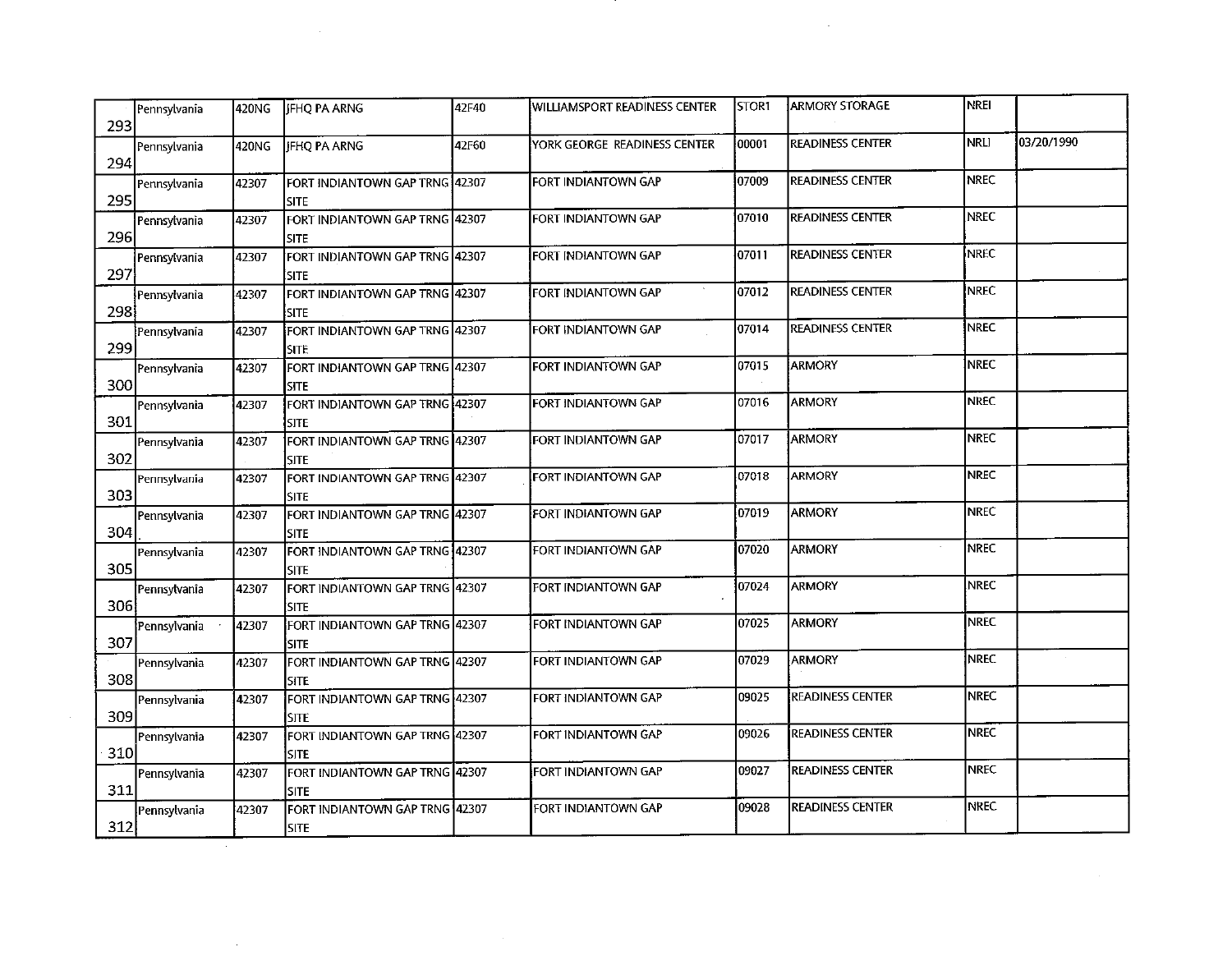| | | | | | | | | | |
|---|---|---|---|---|---|---|---|---|---|
| 293 | Pennsylvania | 420NG | JFHQ PA ARNG | 42F40 | WILLIAMSPORT READINESS CENTER | STOR1 | ARMORY STORAGE | NREI | |
| 294 | Pennsylvania | 420NG | JFHQ PA ARNG | 42F60 | YORK GEORGE READINESS CENTER | 00001 | READINESS CENTER | NRLI | 03/20/1990 |
| 295 | Pennsylvania | 42307 | FORT INDIANTOWN GAP TRNG SITE | 42307 | FORT INDIANTOWN GAP | 07009 | READINESS CENTER | NREC | |
| 296 | Pennsylvania | 42307 | FORT INDIANTOWN GAP TRNG SITE | 42307 | FORT INDIANTOWN GAP | 07010 | READINESS CENTER | NREC | |
| 297 | Pennsylvania | 42307 | FORT INDIANTOWN GAP TRNG SITE | 42307 | FORT INDIANTOWN GAP | 07011 | READINESS CENTER | NREC | |
| 298 | Pennsylvania | 42307 | FORT INDIANTOWN GAP TRNG SITE | 42307 | FORT INDIANTOWN GAP | 07012 | READINESS CENTER | NREC | |
| 299 | Pennsylvania | 42307 | FORT INDIANTOWN GAP TRNG SITE | 42307 | FORT INDIANTOWN GAP | 07014 | READINESS CENTER | NREC | |
| 300 | Pennsylvania | 42307 | FORT INDIANTOWN GAP TRNG SITE | 42307 | FORT INDIANTOWN GAP | 07015 | ARMORY | NREC | |
| 301 | Pennsylvania | 42307 | FORT INDIANTOWN GAP TRNG SITE | 42307 | FORT INDIANTOWN GAP | 07016 | ARMORY | NREC | |
| 302 | Pennsylvania | 42307 | FORT INDIANTOWN GAP TRNG SITE | 42307 | FORT INDIANTOWN GAP | 07017 | ARMORY | NREC | |
| 303 | Pennsylvania | 42307 | FORT INDIANTOWN GAP TRNG SITE | 42307 | FORT INDIANTOWN GAP | 07018 | ARMORY | NREC | |
| 304 | Pennsylvania | 42307 | FORT INDIANTOWN GAP TRNG SITE | 42307 | FORT INDIANTOWN GAP | 07019 | ARMORY | NREC | |
| 305 | Pennsylvania | 42307 | FORT INDIANTOWN GAP TRNG SITE | 42307 | FORT INDIANTOWN GAP | 07020 | ARMORY | NREC | |
| 306 | Pennsylvania | 42307 | FORT INDIANTOWN GAP TRNG SITE | 42307 | FORT INDIANTOWN GAP | 07024 | ARMORY | NREC | |
| 307 | Pennsylvania | 42307 | FORT INDIANTOWN GAP TRNG SITE | 42307 | FORT INDIANTOWN GAP | 07025 | ARMORY | NREC | |
| 308 | Pennsylvania | 42307 | FORT INDIANTOWN GAP TRNG SITE | 42307 | FORT INDIANTOWN GAP | 07029 | ARMORY | NREC | |
| 309 | Pennsylvania | 42307 | FORT INDIANTOWN GAP TRNG SITE | 42307 | FORT INDIANTOWN GAP | 09025 | READINESS CENTER | NREC | |
| 310 | Pennsylvania | 42307 | FORT INDIANTOWN GAP TRNG SITE | 42307 | FORT INDIANTOWN GAP | 09026 | READINESS CENTER | NREC | |
| 311 | Pennsylvania | 42307 | FORT INDIANTOWN GAP TRNG SITE | 42307 | FORT INDIANTOWN GAP | 09027 | READINESS CENTER | NREC | |
| 312 | Pennsylvania | 42307 | FORT INDIANTOWN GAP TRNG SITE | 42307 | FORT INDIANTOWN GAP | 09028 | READINESS CENTER | NREC | |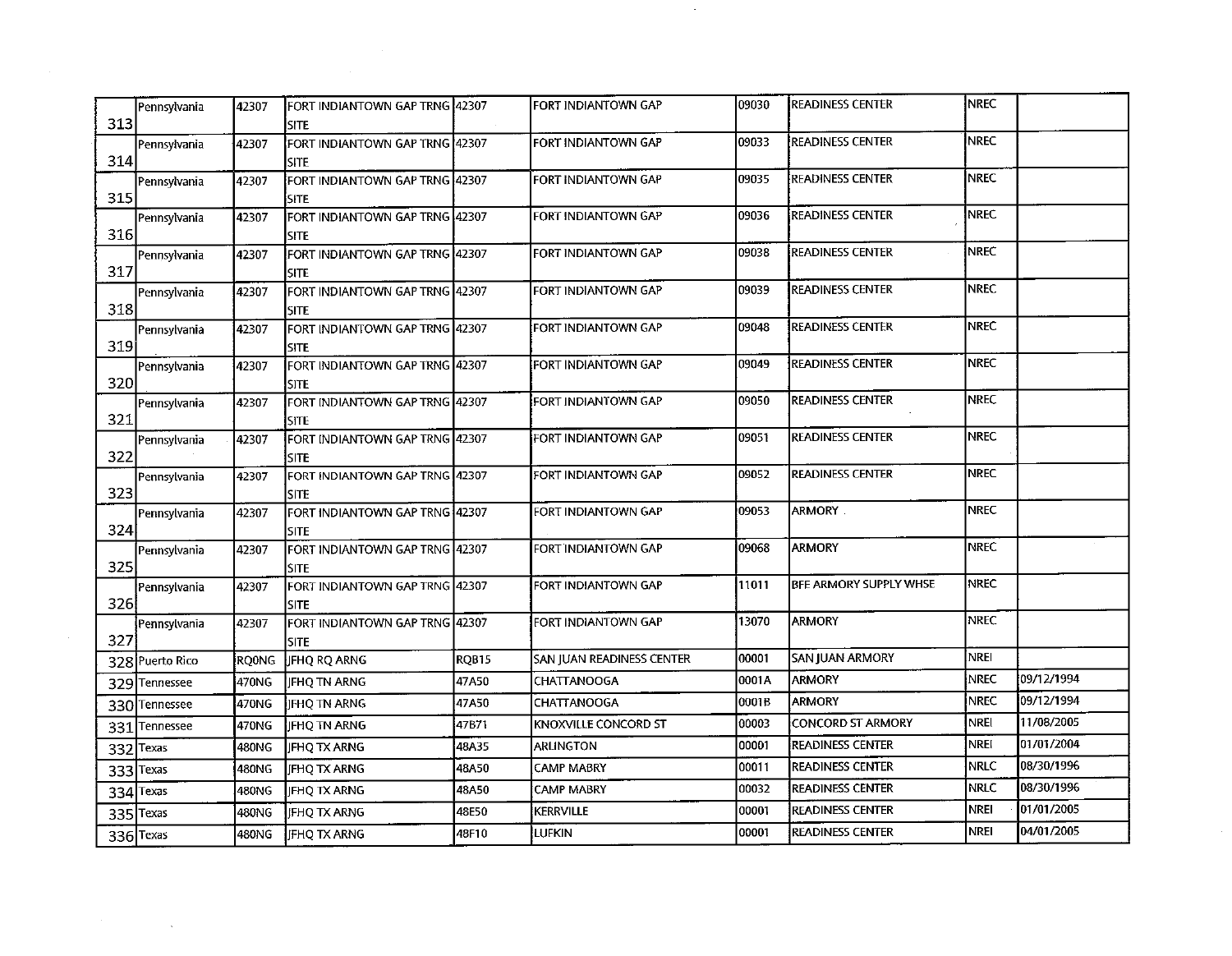| | | | | | | | | | |
|---|---|---|---|---|---|---|---|---|---|
| 313 | Pennsylvania | 42307 | FORT INDIANTOWN GAP TRNG SITE | 42307 | FORT INDIANTOWN GAP | 09030 | READINESS CENTER | NREC | |
| 314 | Pennsylvania | 42307 | FORT INDIANTOWN GAP TRNG SITE | 42307 | FORT INDIANTOWN GAP | 09033 | READINESS CENTER | NREC | |
| 315 | Pennsylvania | 42307 | FORT INDIANTOWN GAP TRNG SITE | 42307 | FORT INDIANTOWN GAP | 09035 | READINESS CENTER | NREC | |
| 316 | Pennsylvania | 42307 | FORT INDIANTOWN GAP TRNG SITE | 42307 | FORT INDIANTOWN GAP | 09036 | READINESS CENTER | NREC | |
| 317 | Pennsylvania | 42307 | FORT INDIANTOWN GAP TRNG SITE | 42307 | FORT INDIANTOWN GAP | 09038 | READINESS CENTER | NREC | |
| 318 | Pennsylvania | 42307 | FORT INDIANTOWN GAP TRNG SITE | 42307 | FORT INDIANTOWN GAP | 09039 | READINESS CENTER | NREC | |
| 319 | Pennsylvania | 42307 | FORT INDIANTOWN GAP TRNG SITE | 42307 | FORT INDIANTOWN GAP | 09048 | READINESS CENTER | NREC | |
| 320 | Pennsylvania | 42307 | FORT INDIANTOWN GAP TRNG SITE | 42307 | FORT INDIANTOWN GAP | 09049 | READINESS CENTER | NREC | |
| 321 | Pennsylvania | 42307 | FORT INDIANTOWN GAP TRNG SITE | 42307 | FORT INDIANTOWN GAP | 09050 | READINESS CENTER | NREC | |
| 322 | Pennsylvania | 42307 | FORT INDIANTOWN GAP TRNG SITE | 42307 | FORT INDIANTOWN GAP | 09051 | READINESS CENTER | NREC | |
| 323 | Pennsylvania | 42307 | FORT INDIANTOWN GAP TRNG SITE | 42307 | FORT INDIANTOWN GAP | 09052 | READINESS CENTER | NREC | |
| 324 | Pennsylvania | 42307 | FORT INDIANTOWN GAP TRNG SITE | 42307 | FORT INDIANTOWN GAP | 09053 | ARMORY | NREC | |
| 325 | Pennsylvania | 42307 | FORT INDIANTOWN GAP TRNG SITE | 42307 | FORT INDIANTOWN GAP | 09068 | ARMORY | NREC | |
| 326 | Pennsylvania | 42307 | FORT INDIANTOWN GAP TRNG SITE | 42307 | FORT INDIANTOWN GAP | 11011 | BFE ARMORY SUPPLY WHSE | NREC | |
| 327 | Pennsylvania | 42307 | FORT INDIANTOWN GAP TRNG SITE | 42307 | FORT INDIANTOWN GAP | 13070 | ARMORY | NREC | |
| 328 | Puerto Rico | RQ0NG | JFHQ RQ ARNG | RQB15 | SAN JUAN READINESS CENTER | 00001 | SAN JUAN ARMORY | NREI | |
| 329 | Tennessee | 470NG | JFHQ TN ARNG | 47A50 | CHATTANOOGA | 0001A | ARMORY | NREC | 09/12/1994 |
| 330 | Tennessee | 470NG | JFHQ TN ARNG | 47A50 | CHATTANOOGA | 0001B | ARMORY | NREC | 09/12/1994 |
| 331 | Tennessee | 470NG | JFHQ TN ARNG | 47B71 | KNOXVILLE CONCORD ST | 00003 | CONCORD ST ARMORY | NREI | 11/08/2005 |
| 332 | Texas | 480NG | JFHQ TX ARNG | 48A35 | ARLINGTON | 00001 | READINESS CENTER | NREI | 01/01/2004 |
| 333 | Texas | 480NG | JFHQ TX ARNG | 48A50 | CAMP MABRY | 00011 | READINESS CENTER | NRLC | 08/30/1996 |
| 334 | Texas | 480NG | JFHQ TX ARNG | 48A50 | CAMP MABRY | 00032 | READINESS CENTER | NRLC | 08/30/1996 |
| 335 | Texas | 480NG | JFHQ TX ARNG | 48E50 | KERRVILLE | 00001 | READINESS CENTER | NREI | 01/01/2005 |
| 336 | Texas | 480NG | JFHQ TX ARNG | 48F10 | LUFKIN | 00001 | READINESS CENTER | NREI | 04/01/2005 |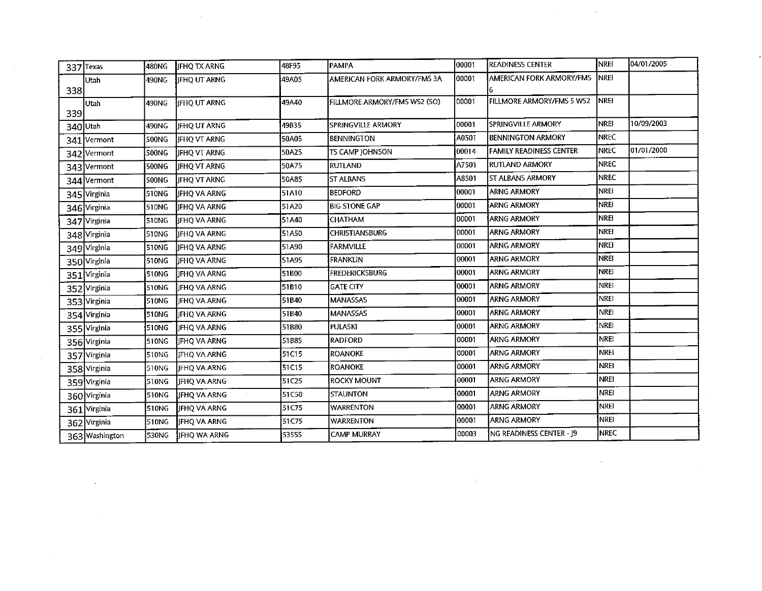| | | | | | | | | | |
|---|---|---|---|---|---|---|---|---|---|
| 337 | Texas | 480NG | JFHQ TX ARNG | 48F95 | PAMPA | 00001 | READINESS CENTER | NREI | 04/01/2005 |
| 338 | Utah | 490NG | JFHQ UT ARNG | 49A05 | AMERICAN FORK ARMORY/FMS 3A | 00001 | AMERICAN FORK ARMORY/FMS 6 | NREI | |
| 339 | Utah | 490NG | JFHQ UT ARNG | 49A40 | FILLMORE ARMORY/FMS WS2 (SO) | 00001 | FILLMORE ARMORY/FMS 5 WS2 | NREI | |
| 340 | Utah | 490NG | JFHQ UT ARNG | 49B35 | SPRINGVILLE ARMORY | 00001 | SPRINGVILLE ARMORY | NREI | 10/09/2003 |
| 341 | Vermont | 500NG | JFHQ VT ARNG | 50A05 | BENNINGTON | A0501 | BENNINGTON ARMORY | NREC | |
| 342 | Vermont | 500NG | JFHQ VT ARNG | 50A25 | TS CAMP JOHNSON | 00014 | FAMILY READINESS CENTER | NREC | 01/01/2000 |
| 343 | Vermont | 500NG | JFHQ VT ARNG | 50A75 | RUTLAND | A7501 | RUTLAND ARMORY | NREC | |
| 344 | Vermont | 500NG | JFHQ VT ARNG | 50A85 | ST ALBANS | A8501 | ST ALBANS ARMORY | NREC | |
| 345 | Virginia | 510NG | JFHQ VA ARNG | 51A10 | BEDFORD | 00001 | ARNG ARMORY | NREI | |
| 346 | Virginia | 510NG | JFHQ VA ARNG | 51A20 | BIG STONE GAP | 00001 | ARNG ARMORY | NREI | |
| 347 | Virginia | 510NG | JFHQ VA ARNG | 51A40 | CHATHAM | 00001 | ARNG ARMORY | NREI | |
| 348 | Virginia | 510NG | JFHQ VA ARNG | 51A50 | CHRISTIANSBURG | 00001 | ARNG ARMORY | NREI | |
| 349 | Virginia | 510NG | JFHQ VA ARNG | 51A90 | FARMVILLE | 00001 | ARNG ARMORY | NREI | |
| 350 | Virginia | 510NG | JFHQ VA ARNG | 51A95 | FRANKLIN | 00001 | ARNG ARMORY | NREI | |
| 351 | Virginia | 510NG | JFHQ VA ARNG | 51B00 | FREDERICKSBURG | 00001 | ARNG ARMORY | NREI | |
| 352 | Virginia | 510NG | JFHQ VA ARNG | 51B10 | GATE CITY | 00001 | ARNG ARMORY | NREI | |
| 353 | Virginia | 510NG | JFHQ VA ARNG | 51B40 | MANASSAS | 00001 | ARNG ARMORY | NREI | |
| 354 | Virginia | 510NG | JFHQ VA ARNG | 51B40 | MANASSAS | 00001 | ARNG ARMORY | NREI | |
| 355 | Virginia | 510NG | JFHQ VA ARNG | 51B80 | PULASKI | 00001 | ARNG ARMORY | NREI | |
| 356 | Virginia | 510NG | JFHQ VA ARNG | 51B85 | RADFORD | 00001 | ARNG ARMORY | NREI | |
| 357 | Virginia | 510NG | JFHQ VA ARNG | 51C15 | ROANOKE | 00001 | ARNG ARMORY | NREI | |
| 358 | Virginia | 510NG | JFHQ VA ARNG | 51C15 | ROANOKE | 00001 | ARNG ARMORY | NREI | |
| 359 | Virginia | 510NG | JFHQ VA ARNG | 51C25 | ROCKY MOUNT | 00001 | ARNG ARMORY | NREI | |
| 360 | Virginia | 510NG | JFHQ VA ARNG | 51C50 | STAUNTON | 00001 | ARNG ARMORY | NREI | |
| 361 | Virginia | 510NG | JFHQ VA ARNG | 51C75 | WARRENTON | 00001 | ARNG ARMORY | NREI | |
| 362 | Virginia | 510NG | JFHQ VA ARNG | 51C75 | WARRENTON | 00001 | ARNG ARMORY | NREI | |
| 363 | Washington | 530NG | JFHQ WA ARNG | 53555 | CAMP MURRAY | 00003 | NG READINESS CENTER - J9 | NREC | |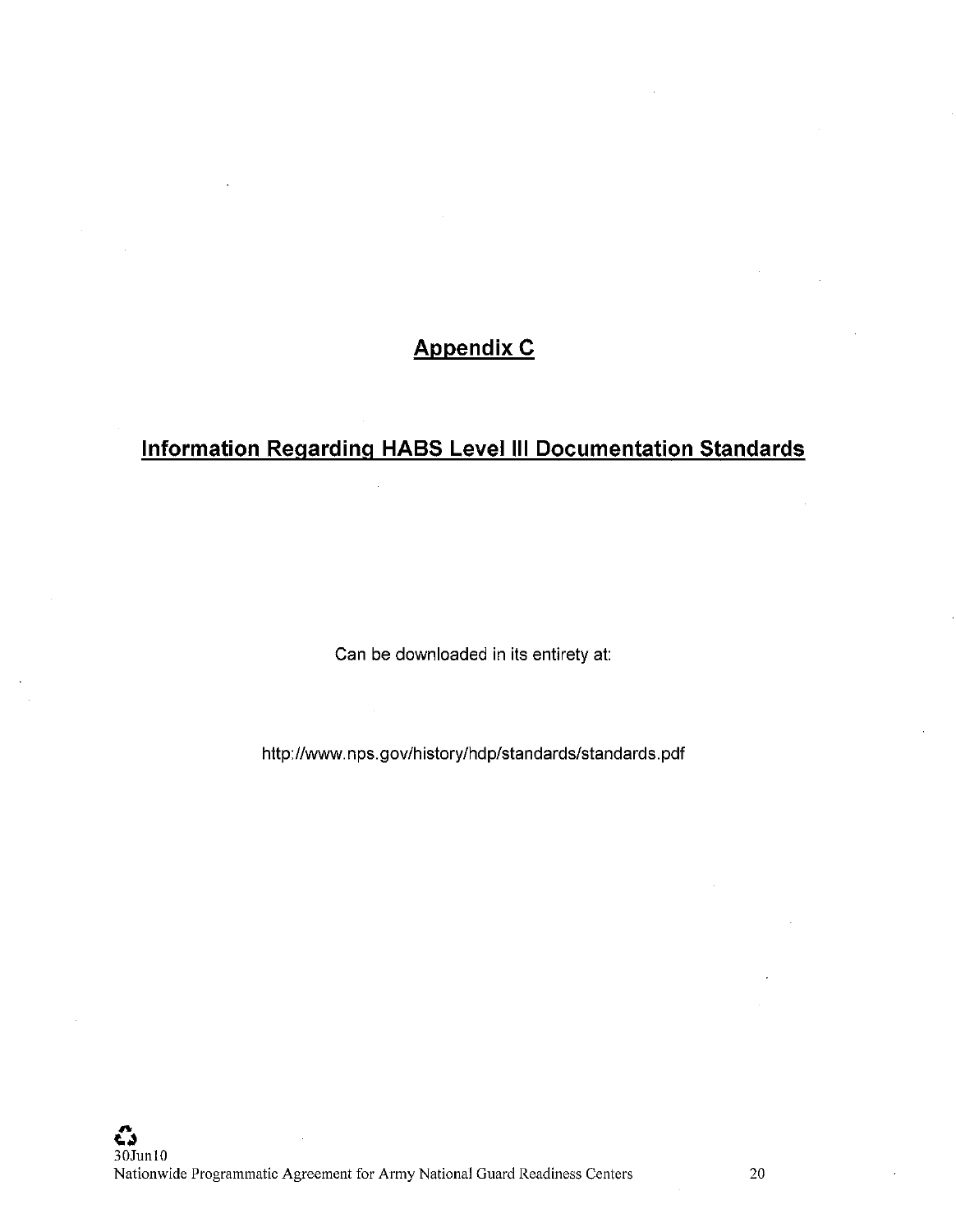# Appendix C

## Information Regarding HABS Level III Documentation Standards

Can be downloaded in its entirety at:

http://www.nps.gov/history/hdp/standards/standards.pdf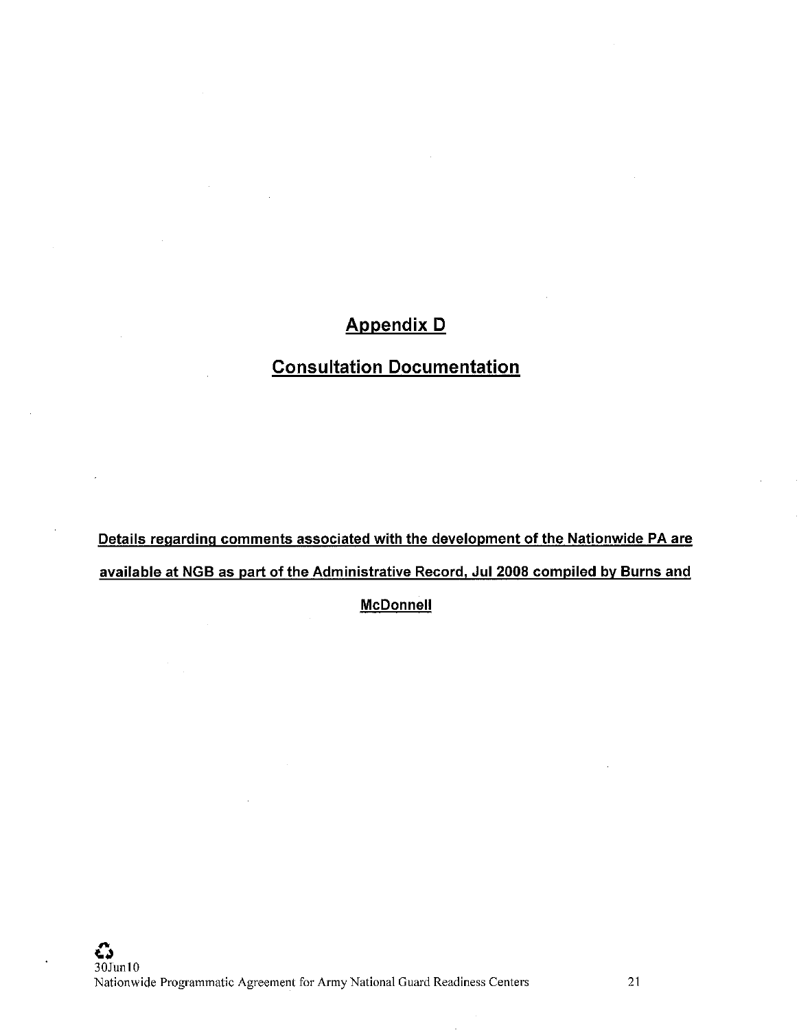## Appendix D

## Consultation Documentation

**Details regarding comments associated with the development of the Nationwide PA are available at NGB as part of the Administrative Record, Jul 2008 compiled by Burns and McDonnell**